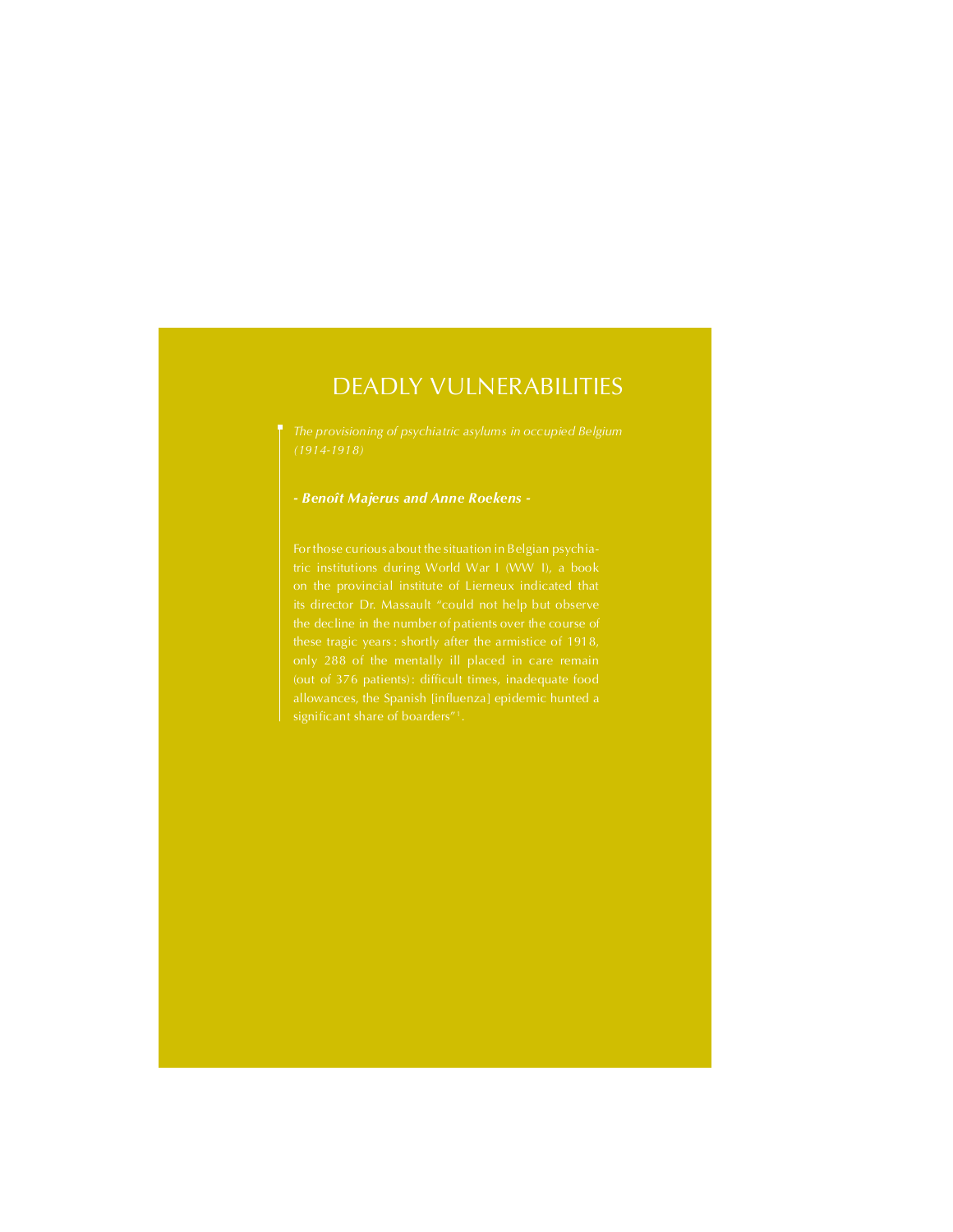# DEADLY VULNERABILITIES

*The provisioning of psychiatric asylums in occupied Belgium (1914-1918)*

***- Benoît Majerus and Anne Roekens -***

For those curious about the situation in Belgian psychiatric institutions during World War I (WW I), a book on the provincial institute of Lierneux indicated that its director Dr. Massault "could not help but observe the decline in the number of patients over the course of these tragic years : shortly after the armistice of 1918, only 288 of the mentally ill placed in care remain (out of 376 patients) : difficult times, inadequate food allowances, the Spanish [influenza] epidemic hunted a significant share of boarders"[1].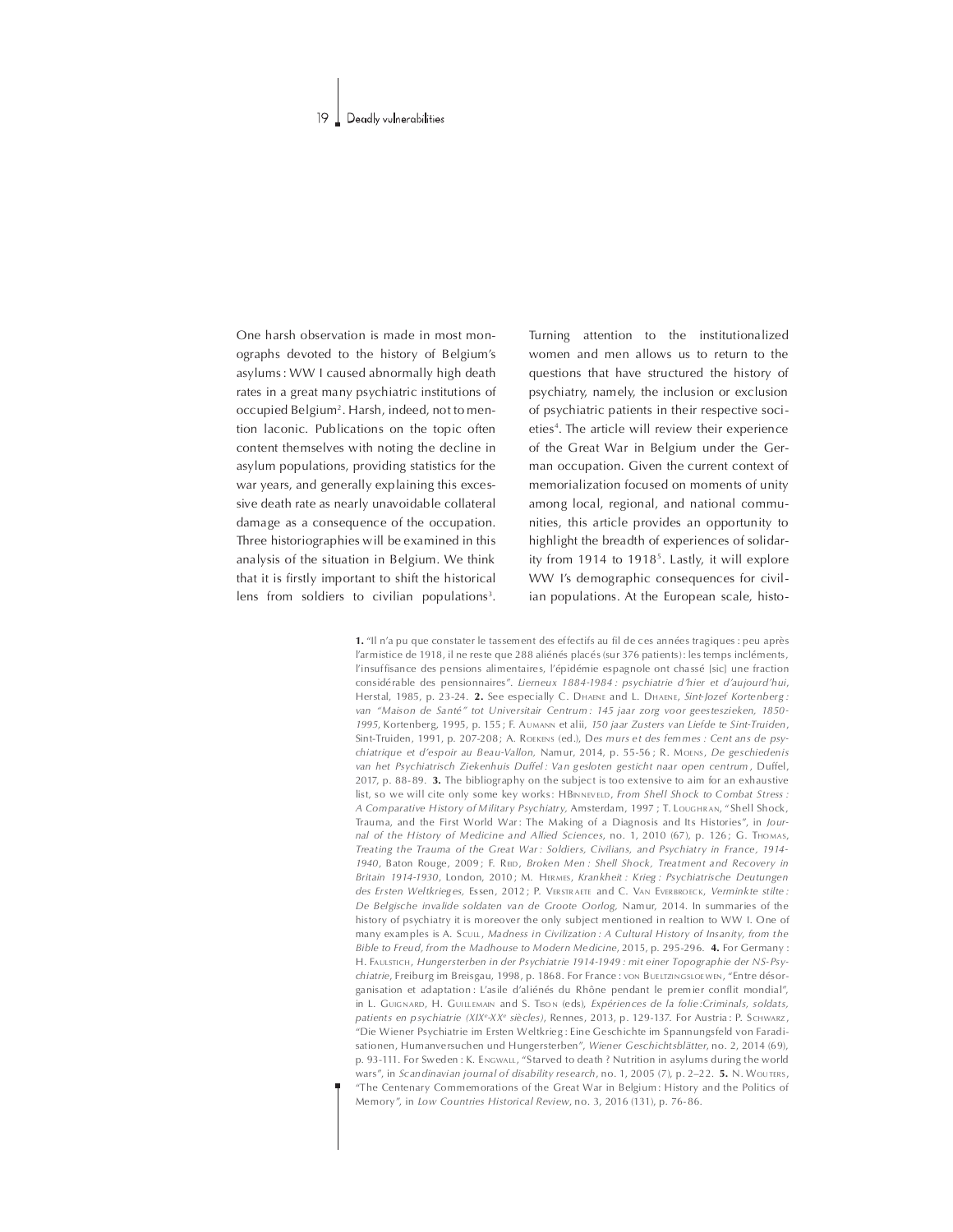One harsh observation is made in most monographs devoted to the history of Belgium's asylums: WW I caused abnormally high death rates in a great many psychiatric institutions of occupied Belgium[2]. Harsh, indeed, not to mention laconic. Publications on the topic often content themselves with noting the decline in asylum populations, providing statistics for the war years, and generally explaining this excessive death rate as nearly unavoidable collateral damage as a consequence of the occupation. Three historiographies will be examined in this analysis of the situation in Belgium. We think that it is firstly important to shift the historical lens from soldiers to civilian populations[3]. Turning attention to the institutionalized women and men allows us to return to the questions that have structured the history of psychiatry, namely, the inclusion or exclusion of psychiatric patients in their respective societies[4]. The article will review their experience of the Great War in Belgium under the German occupation. Given the current context of memorialization focused on moments of unity among local, regional, and national communities, this article provides an opportunity to highlight the breadth of experiences of solidarity from 1914 to 1918[5]. Lastly, it will explore WW I's demographic consequences for civilian populations. At the European scale, histo-

**1.** "Il n'a pu que constater le tassement des effectifs au fil de ces années tragiques : peu après l'armistice de 1918, il ne reste que 288 aliénés placés (sur 376 patients) : les temps incléments, l'insuffisance des pensions alimentaires, l'épidémie espagnole ont chassé [sic] une fraction considérable des pensionnaires". *Lierneux 1884-1984 : psychiatrie d'hier et d'aujourd'hui*, Herstal, 1985, p. 23-24. **2.** See especially C. Dhaene and L. Dhaene, *Sint-Jozef Kortenberg : van "Maison de Santé" tot Universitair Centrum : 145 jaar zorg voor geesteszieken, 1850-1995*, Kortenberg, 1995, p. 155 ; F. Aumann et alii, *150 jaar Zusters van Liefde te Sint-Truiden*, Sint-Truiden, 1991, p. 207-208 ; A. Roekens (ed.), *Des murs et des femmes : Cent ans de psychiatrique et d'espoir au Beau-Vallon*, Namur, 2014, p. 55-56 ; R. Moens, *De geschiedenis van het Psychiatrisch Ziekenhuis Duffel : Van gesloten gesticht naar open centrum*, Duffel, 2017, p. 88-89. **3.** The bibliography on the subject is too extensive to aim for an exhaustive list, so we will cite only some key works: HBinneveld, *From Shell Shock to Combat Stress : A Comparative History of Military Psychiatry*, Amsterdam, 1997 ; T. Loughran, "Shell Shock, Trauma, and the First World War : The Making of a Diagnosis and Its Histories", in *Journal of the History of Medicine and Allied Sciences*, no. 1, 2010 (67), p. 126 ; G. Thomas, *Treating the Trauma of the Great War : Soldiers, Civilians, and Psychiatry in France, 1914-1940*, Baton Rouge, 2009 ; F. Reid, *Broken Men : Shell Shock, Treatment and Recovery in Britain 1914-1930*, London, 2010 ; M. Hermes, *Krankheit : Krieg : Psychiatrische Deutungen des Ersten Weltkrieges*, Essen, 2012 ; P. Verstraete and C. Van Everbroeck, *Verminkte stilte : De Belgische invalide soldaten van de Groote Oorlog*, Namur, 2014. In summaries of the history of psychiatry it is moreover the only subject mentioned in realtion to WW I. One of many examples is A. Scull, *Madness in Civilization : A Cultural History of Insanity, from the Bible to Freud, from the Madhouse to Modern Medicine*, 2015, p. 295-296. **4.** For Germany : H. Faulstich, *Hungersterben in der Psychiatrie 1914-1949 : mit einer Topographie der NS-Psychiatrie*, Freiburg im Breisgau, 1998, p. 1868. For France : von Bueltzingsloewen, "Entre désorganisation et adaptation : L'asile d'aliénés du Rhône pendant le premier conflit mondial", in L. Guignard, H. Guillemain and S. Tison (eds), *Expériences de la folie :Criminals, soldats, patients en psychiatrie (XIXe-XXe siècles)*, Rennes, 2013, p. 129-137. For Austria : P. Schwarz, "Die Wiener Psychiatrie im Ersten Weltkrieg : Eine Geschichte im Spannungsfeld von Faradisationen, Humanversuchen und Hungersterben", *Wiener Geschichtsblätter*, no. 2, 2014 (69), p. 93-111. For Sweden : K. Engwall, "Starved to death ? Nutrition in asylums during the world wars", in *Scandinavian journal of disability research*, no. 1, 2005 (7), p. 2–22. **5.** N. Wouters, "The Centenary Commemorations of the Great War in Belgium : History and the Politics of Memory", in *Low Countries Historical Review*, no. 3, 2016 (131), p. 76-86.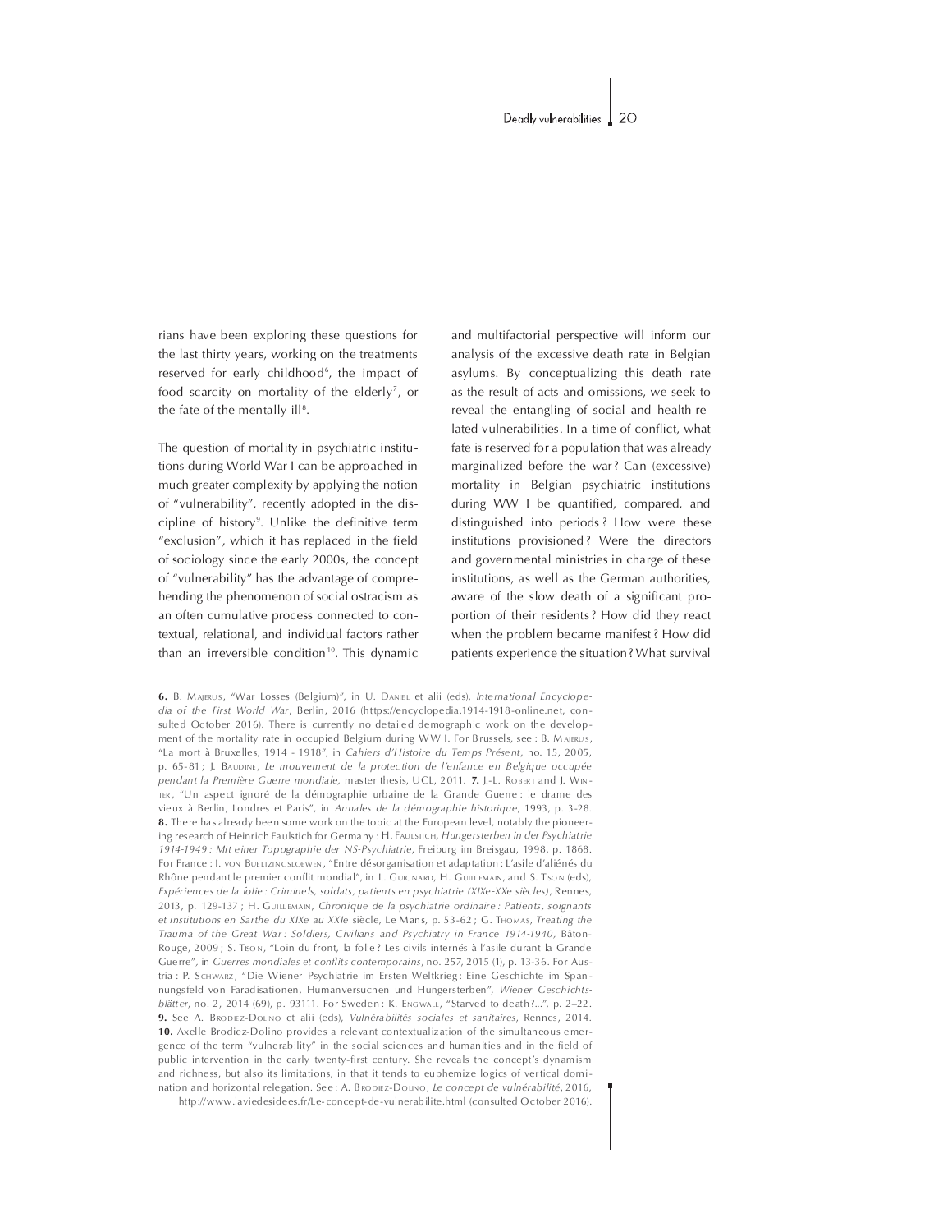rians have been exploring these questions for the last thirty years, working on the treatments reserved for early childhood[6], the impact of food scarcity on mortality of the elderly[7], or the fate of the mentally ill[8].

The question of mortality in psychiatric institutions during World War I can be approached in much greater complexity by applying the notion of "vulnerability", recently adopted in the discipline of history[9]. Unlike the definitive term "exclusion", which it has replaced in the field of sociology since the early 2000s, the concept of "vulnerability" has the advantage of comprehending the phenomenon of social ostracism as an often cumulative process connected to contextual, relational, and individual factors rather than an irreversible condition[10]. This dynamic and multifactorial perspective will inform our analysis of the excessive death rate in Belgian asylums. By conceptualizing this death rate as the result of acts and omissions, we seek to reveal the entangling of social and health-related vulnerabilities. In a time of conflict, what fate is reserved for a population that was already marginalized before the war? Can (excessive) mortality in Belgian psychiatric institutions during WW I be quantified, compared, and distinguished into periods? How were these institutions provisioned? Were the directors and governmental ministries in charge of these institutions, as well as the German authorities, aware of the slow death of a significant proportion of their residents? How did they react when the problem became manifest? How did patients experience the situation? What survival

**6.** B. Majerus, "War Losses (Belgium)", in U. Daniel et alii (eds), *International Encyclopedia of the First World War*, Berlin, 2016 (https://encyclopedia.1914-1918-online.net, consulted October 2016). There is currently no detailed demographic work on the development of the mortality rate in occupied Belgium during WW I. For Brussels, see: B. Majerus, "La mort à Bruxelles, 1914 - 1918", in *Cahiers d'Histoire du Temps Présent*, no. 15, 2005, p. 65-81; J. Baudine, *Le mouvement de la protection de l'enfance en Belgique occupée pendant la Première Guerre mondiale,* master thesis, UCL, 2011. **7.** J.-L. Robert and J. Winter, "Un aspect ignoré de la démographie urbaine de la Grande Guerre: le drame des vieux à Berlin, Londres et Paris", in *Annales de la démographie historique*, 1993, p. 3-28. **8.** There has already been some work on the topic at the European level, notably the pioneering research of Heinrich Faulstich for Germany: H. Faulstich, *Hungersterben in der Psychiatrie 1914-1949: Mit einer Topographie der NS-Psychiatrie*, Freiburg im Breisgau, 1998, p. 1868. For France: I. von Bueltzingsloewen, "Entre désorganisation et adaptation: L'asile d'aliénés du Rhône pendant le premier conflit mondial", in L. Guignard, H. Guillemain, and S. Tison (eds), *Expériences de la folie: Criminels, soldats, patients en psychiatrie (XIXe-XXe siècles)*, Rennes, 2013, p. 129-137; H. Guillemain, *Chronique de la psychiatrie ordinaire: Patients, soignants et institutions en Sarthe du XIXe au XXIe* siècle, Le Mans, p. 53-62; G. Thomas, *Treating the Trauma of the Great War: Soldiers, Civilians and Psychiatry in France 1914-1940*, Bâton-Rouge, 2009; S. Tison, "Loin du front, la folie? Les civils internés à l'asile durant la Grande Guerre", in *Guerres mondiales et conflits contemporains*, no. 257, 2015 (1), p. 13-36. For Austria: P. Schwarz, "Die Wiener Psychiatrie im Ersten Weltkrieg: Eine Geschichte im Spannungsfeld von Faradisationen, Humanversuchen und Hungersterben", *Wiener Geschichtsblätter*, no. 2, 2014 (69), p. 93111. For Sweden: K. Engwall, "Starved to death?...", p. 2–22. **9.** See A. Brodiez-Dolino et alii (eds), *Vulnérabilités sociales et sanitaires*, Rennes, 2014. **10.** Axelle Brodiez-Dolino provides a relevant contextualization of the simultaneous emergence of the term "vulnerability" in the social sciences and humanities and in the field of public intervention in the early twenty-first century. She reveals the concept's dynamism and richness, but also its limitations, in that it tends to euphemize logics of vertical domination and horizontal relegation. See: A. Brodiez-Dolino, *Le concept de vulnérabilité*, 2016, http://www.laviedesidees.fr/Le-concept-de-vulnerabilite.html (consulted October 2016).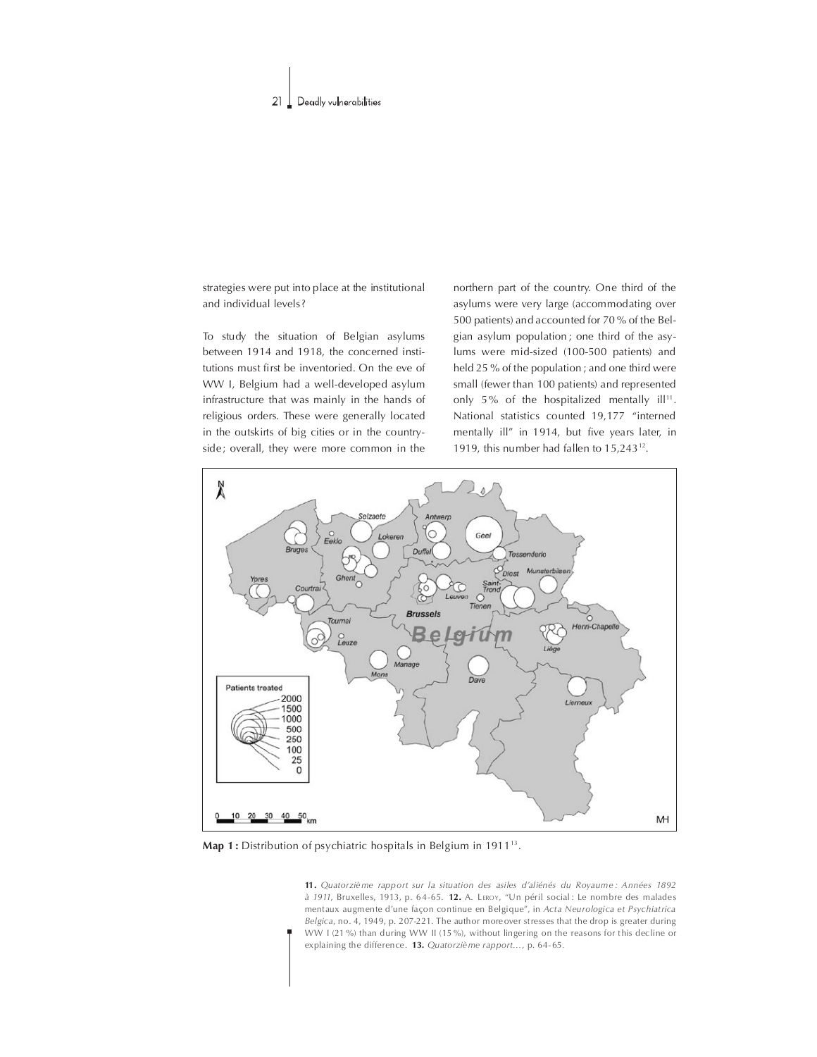strategies were put into place at the institutional and individual levels?

To study the situation of Belgian asylums between 1914 and 1918, the concerned institutions must first be inventoried. On the eve of WW I, Belgium had a well-developed asylum infrastructure that was mainly in the hands of religious orders. These were generally located in the outskirts of big cities or in the countryside; overall, they were more common in the northern part of the country. One third of the asylums were very large (accommodating over 500 patients) and accounted for 70 % of the Belgian asylum population; one third of the asylums were mid-sized (100-500 patients) and held 25 % of the population; and one third were small (fewer than 100 patients) and represented only 5 % of the hospitalized mentally ill[11]. National statistics counted 19,177 "interned mentally ill" in 1914, but five years later, in 1919, this number had fallen to 15,243[12].

**Map 1 :** Distribution of psychiatric hospitals in Belgium in 1911[13].

**11.** *Quatorzième rapport sur la situation des asiles d'aliénés du Royaume : Années 1892 à 1911*, Bruxelles, 1913, p. 64-65. **12.** A. Leroy, "Un péril social : Le nombre des malades mentaux augmente d'une façon continue en Belgique", in *Acta Neurologica et Psychiatrica Belgica*, no. 4, 1949, p. 207-221. The author moreover stresses that the drop is greater during WW I (21 %) than during WW II (15 %), without lingering on the reasons for this decline or explaining the difference. **13.** *Quatorzième rapport...*, p. 64-65.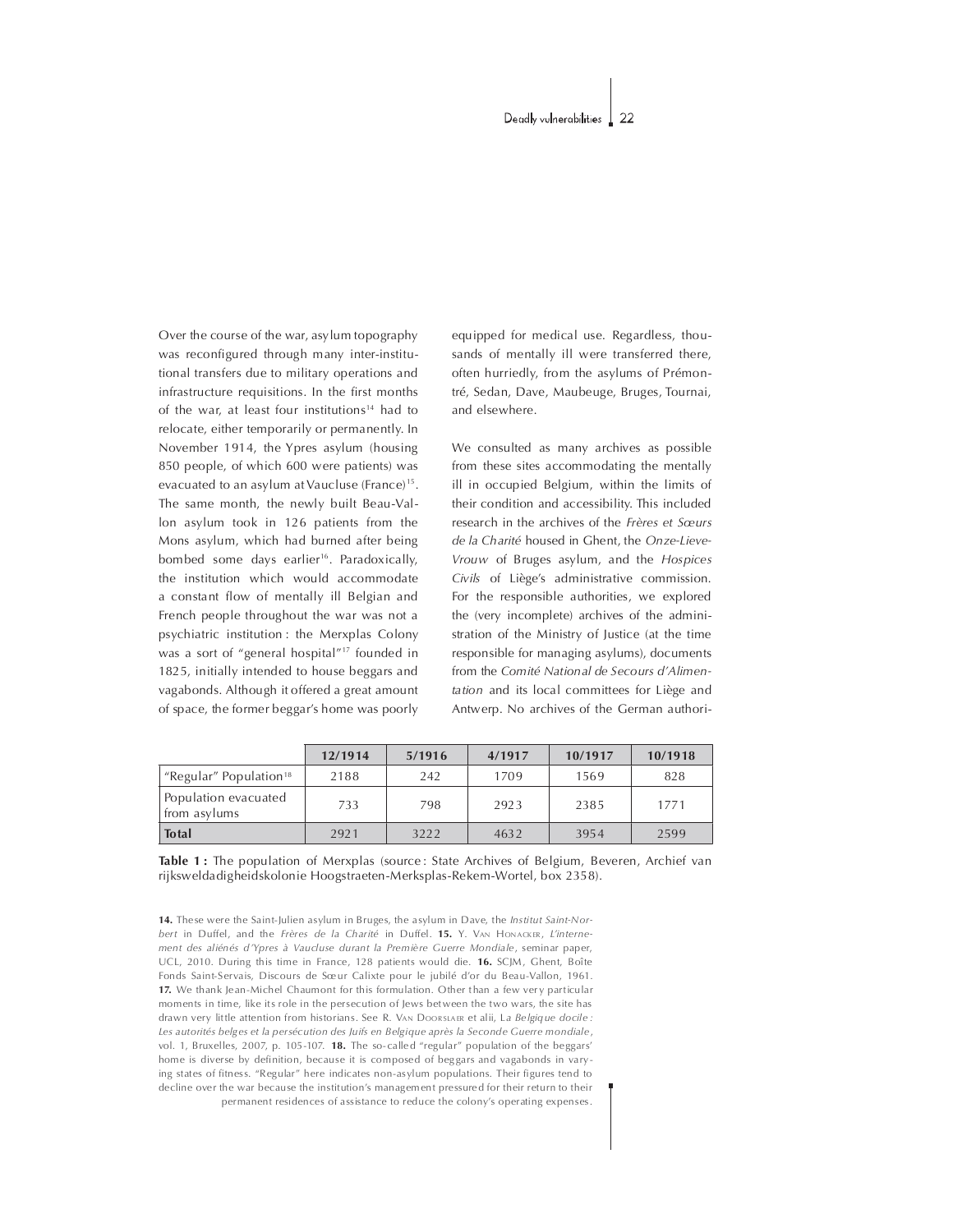Over the course of the war, asylum topography was reconfigured through many inter-institutional transfers due to military operations and infrastructure requisitions. In the first months of the war, at least four institutions[14] had to relocate, either temporarily or permanently. In November 1914, the Ypres asylum (housing 850 people, of which 600 were patients) was evacuated to an asylum at Vaucluse (France)[15]. The same month, the newly built Beau-Vallon asylum took in 126 patients from the Mons asylum, which had burned after being bombed some days earlier[16]. Paradoxically, the institution which would accommodate a constant flow of mentally ill Belgian and French people throughout the war was not a psychiatric institution : the Merxplas Colony was a sort of "general hospital"[17] founded in 1825, initially intended to house beggars and vagabonds. Although it offered a great amount of space, the former beggar's home was poorly equipped for medical use. Regardless, thousands of mentally ill were transferred there, often hurriedly, from the asylums of Prémontré, Sedan, Dave, Maubeuge, Bruges, Tournai, and elsewhere.

We consulted as many archives as possible from these sites accommodating the mentally ill in occupied Belgium, within the limits of their condition and accessibility. This included research in the archives of the *Frères et Sœurs de la Charité* housed in Ghent, the *Onze-Lieve-Vrouw* of Bruges asylum, and the *Hospices Civils* of Liège's administrative commission. For the responsible authorities, we explored the (very incomplete) archives of the administration of the Ministry of Justice (at the time responsible for managing asylums), documents from the *Comité National de Secours d'Alimentation* and its local committees for Liège and Antwerp. No archives of the German authori-

| | 12/1914 | 5/1916 | 4/1917 | 10/1917 | 10/1918 |
|---|---|---|---|---|---|
| "Regular" Population[18] | 2188 | 242 | 1709 | 1569 | 828 |
| Population evacuated from asylums | 733 | 798 | 2923 | 2385 | 1771 |
| **Total** | 2921 | 3222 | 4632 | 3954 | 2599 |

**Table 1 :** The population of Merxplas (source : State Archives of Belgium, Beveren, Archief van rijksweldadigheidskolonie Hoogstraeten-Merksplas-Rekem-Wortel, box 2358).

**14.** These were the Saint-Julien asylum in Bruges, the asylum in Dave, the *Institut Saint-Norbert* in Duffel, and the *Frères de la Charité* in Duffel. **15.** Y. Van Honacker, *L'internement des aliénés d'Ypres à Vaucluse durant la Première Guerre Mondiale*, seminar paper, UCL, 2010. During this time in France, 128 patients would die. **16.** SCJM, Ghent, Boîte Fonds Saint-Servais, Discours de Sœur Calixte pour le jubilé d'or du Beau-Vallon, 1961. **17.** We thank Jean-Michel Chaumont for this formulation. Other than a few very particular moments in time, like its role in the persecution of Jews between the two wars, the site has drawn very little attention from historians. See R. Van Doorslaer et alii, La *Belgique docile : Les autorités belges et la persécution des Juifs en Belgique après la Seconde Guerre mondiale*, vol. 1, Bruxelles, 2007, p. 105-107. **18.** The so-called "regular" population of the beggars' home is diverse by definition, because it is composed of beggars and vagabonds in varying states of fitness. "Regular" here indicates non-asylum populations. Their figures tend to decline over the war because the institution's management pressured for their return to their permanent residences of assistance to reduce the colony's operating expenses.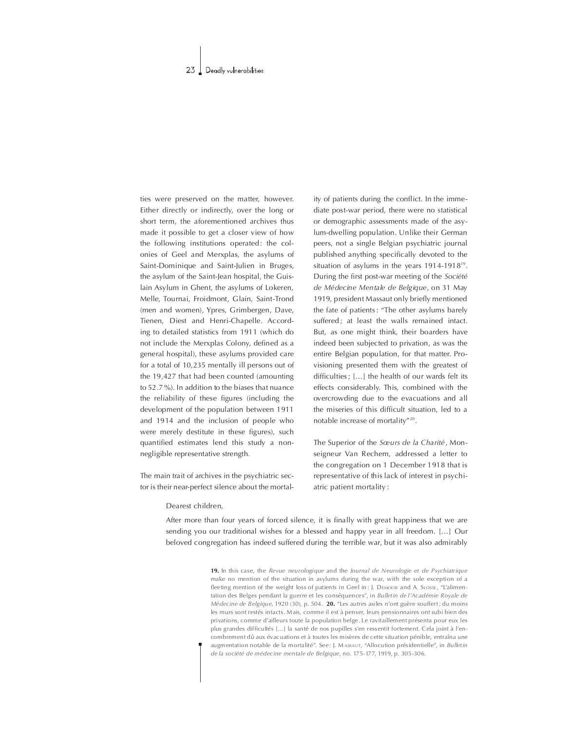ties were preserved on the matter, however. Either directly or indirectly, over the long or short term, the aforementioned archives thus made it possible to get a closer view of how the following institutions operated: the colonies of Geel and Merxplas, the asylums of Saint-Dominique and Saint-Julien in Bruges, the asylum of the Saint-Jean hospital, the Guislain Asylum in Ghent, the asylums of Lokeren, Melle, Tournai, Froidmont, Glain, Saint-Trond (men and women), Ypres, Grimbergen, Dave, Tienen, Diest and Henri-Chapelle. According to detailed statistics from 1911 (which do not include the Merxplas Colony, defined as a general hospital), these asylums provided care for a total of 10,235 mentally ill persons out of the 19,427 that had been counted (amounting to 52.7%). In addition to the biases that nuance the reliability of these figures (including the development of the population between 1911 and 1914 and the inclusion of people who were merely destitute in these figures), such quantified estimates lend this study a non-negligible representative strength.

The main trait of archives in the psychiatric sector is their near-perfect silence about the mortality of patients during the conflict. In the immediate post-war period, there were no statistical or demographic assessments made of the asylum-dwelling population. Unlike their German peers, not a single Belgian psychiatric journal published anything specifically devoted to the situation of asylums in the years 1914-1918[19]. During the first post-war meeting of the *Société de Médecine Mentale de Belgique*, on 31 May 1919, president Massaut only briefly mentioned the fate of patients: "The other asylums barely suffered; at least the walls remained intact. But, as one might think, their boarders have indeed been subjected to privation, as was the entire Belgian population, for that matter. Provisioning presented them with the greatest of difficulties; [...] the health of our wards felt its effects considerably. This, combined with the overcrowding due to the evacuations and all the miseries of this difficult situation, led to a notable increase of mortality"[20].

The Superior of the *Sœurs de la Charité*, Monseigneur Van Rechem, addressed a letter to the congregation on 1 December 1918 that is representative of this lack of interest in psychiatric patient mortality:

> Dearest children,
>
> After more than four years of forced silence, it is finally with great happiness that we are sending you our traditional wishes for a blessed and happy year in all freedom. [...] Our beloved congregation has indeed suffered during the terrible war, but it was also admirably

**19.** In this case, the *Revue neurologique* and the *Journal de Neurologie et de Psychiatrique* make no mention of the situation in asylums during the war, with the sole exception of a fleeting mention of the weight loss of patients in Geel in: J. Demoor and A. Slosse, "L'alimentation des Belges pendant la guerre et les conséquences", in *Bulletin de l'Académie Royale de Médecine de Belgique*, 1920 (30), p. 504. **20.** "Les autres asiles n'ont guère souffert; du moins les murs sont restés intacts. Mais, comme il est à penser, leurs pensionnaires ont subi bien des privations, comme d'ailleurs toute la population belge. Le ravitaillement présenta pour eux les plus grandes difficultés [...] la santé de nos pupilles s'en ressentit fortement. Cela joint à l'encombrement dû aux évacuations et à toutes les misères de cette situation pénible, entraîna une augmentation notable de la mortalité". See: J. Massaut, "Allocution présidentielle", in *Bulletin de la société de médecine mentale de Belgique*, no. 175-177, 1919, p. 305-306.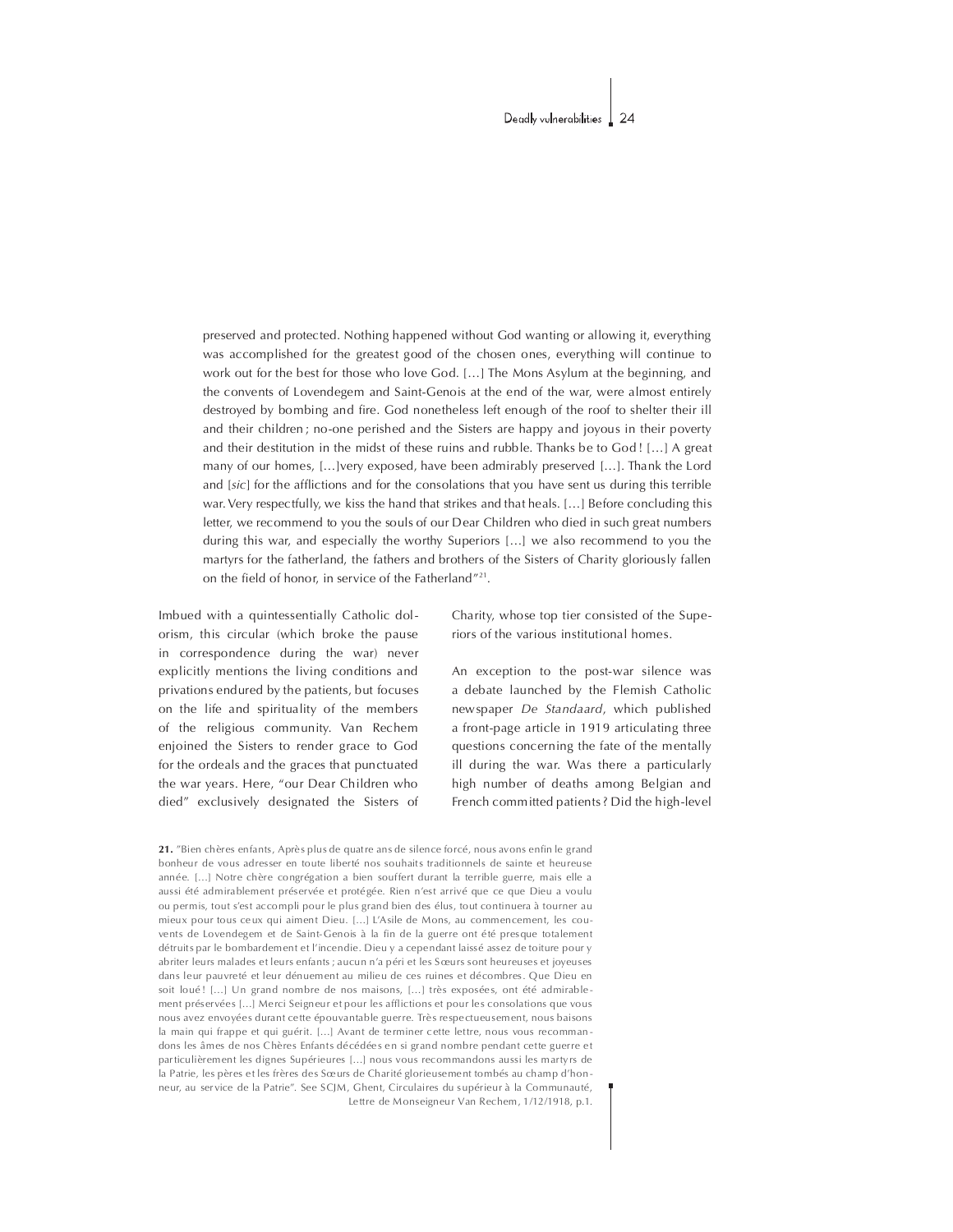> preserved and protected. Nothing happened without God wanting or allowing it, everything was accomplished for the greatest good of the chosen ones, everything will continue to work out for the best for those who love God. […] The Mons Asylum at the beginning, and the convents of Lovendegem and Saint-Genois at the end of the war, were almost entirely destroyed by bombing and fire. God nonetheless left enough of the roof to shelter their ill and their children ; no-one perished and the Sisters are happy and joyous in their poverty and their destitution in the midst of these ruins and rubble. Thanks be to God ! […] A great many of our homes, […]very exposed, have been admirably preserved […]. Thank the Lord and [*sic*] for the afflictions and for the consolations that you have sent us during this terrible war. Very respectfully, we kiss the hand that strikes and that heals. […] Before concluding this letter, we recommend to you the souls of our Dear Children who died in such great numbers during this war, and especially the worthy Superiors […] we also recommend to you the martyrs for the fatherland, the fathers and brothers of the Sisters of Charity gloriously fallen on the field of honor, in service of the Fatherland"[21].

Imbued with a quintessentially Catholic dolorism, this circular (which broke the pause in correspondence during the war) never explicitly mentions the living conditions and privations endured by the patients, but focuses on the life and spirituality of the members of the religious community. Van Rechem enjoined the Sisters to render grace to God for the ordeals and the graces that punctuated the war years. Here, "our Dear Children who died" exclusively designated the Sisters of Charity, whose top tier consisted of the Superiors of the various institutional homes.

An exception to the post-war silence was a debate launched by the Flemish Catholic newspaper *De Standaard*, which published a front-page article in 1919 articulating three questions concerning the fate of the mentally ill during the war. Was there a particularly high number of deaths among Belgian and French committed patients ? Did the high-level

**21.** "Bien chères enfants, Après plus de quatre ans de silence forcé, nous avons enfin le grand bonheur de vous adresser en toute liberté nos souhaits traditionnels de sainte et heureuse année. […] Notre chère congrégation a bien souffert durant la terrible guerre, mais elle a aussi été admirablement préservée et protégée. Rien n'est arrivé que ce que Dieu a voulu ou permis, tout s'est accompli pour le plus grand bien des élus, tout continuera à tourner au mieux pour tous ceux qui aiment Dieu. […] L'Asile de Mons, au commencement, les couvents de Lovendegem et de Saint-Genois à la fin de la guerre ont été presque totalement détruits par le bombardement et l'incendie. Dieu y a cependant laissé assez de toiture pour y abriter leurs malades et leurs enfants ; aucun n'a péri et les Sœurs sont heureuses et joyeuses dans leur pauvreté et leur dénuement au milieu de ces ruines et décombres. Que Dieu en soit loué ! […] Un grand nombre de nos maisons, […] très exposées, ont été admirablement préservées […] Merci Seigneur et pour les afflictions et pour les consolations que vous nous avez envoyées durant cette épouvantable guerre. Très respectueusement, nous baisons la main qui frappe et qui guérit. […] Avant de terminer cette lettre, nous vous recommandons les âmes de nos Chères Enfants décédées en si grand nombre pendant cette guerre et particulièrement les dignes Supérieures […] nous vous recommandons aussi les martyrs de la Patrie, les pères et les frères des Sœurs de Charité glorieusement tombés au champ d'honneur, au service de la Patrie". See SCJM, Ghent, Circulaires du supérieur à la Communauté, Lettre de Monseigneur Van Rechem, 1/12/1918, p.1.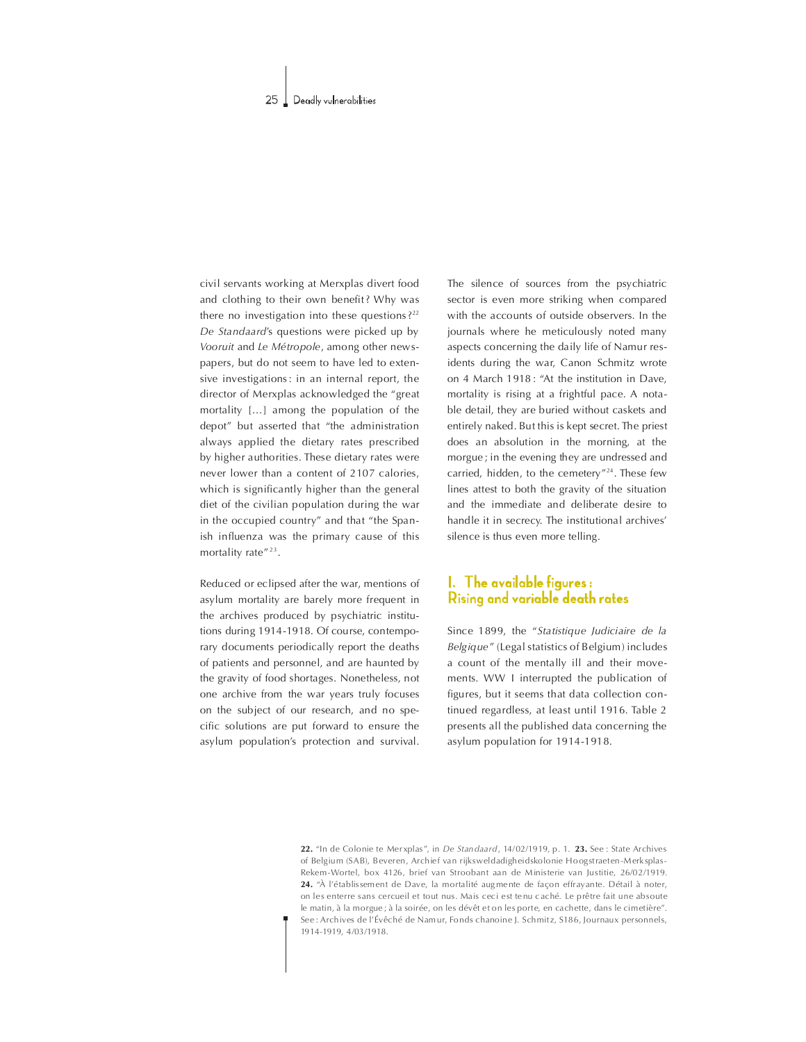civil servants working at Merxplas divert food and clothing to their own benefit? Why was there no investigation into these questions?[22] *De Standaard*'s questions were picked up by *Vooruit* and *Le Métropole*, among other newspapers, but do not seem to have led to extensive investigations: in an internal report, the director of Merxplas acknowledged the "great mortality [...] among the population of the depot" but asserted that "the administration always applied the dietary rates prescribed by higher authorities. These dietary rates were never lower than a content of 2107 calories, which is significantly higher than the general diet of the civilian population during the war in the occupied country" and that "the Spanish influenza was the primary cause of this mortality rate"[23].

Reduced or eclipsed after the war, mentions of asylum mortality are barely more frequent in the archives produced by psychiatric institutions during 1914-1918. Of course, contemporary documents periodically report the deaths of patients and personnel, and are haunted by the gravity of food shortages. Nonetheless, not one archive from the war years truly focuses on the subject of our research, and no specific solutions are put forward to ensure the asylum population's protection and survival. The silence of sources from the psychiatric sector is even more striking when compared with the accounts of outside observers. In the journals where he meticulously noted many aspects concerning the daily life of Namur residents during the war, Canon Schmitz wrote on 4 March 1918: "At the institution in Dave, mortality is rising at a frightful pace. A notable detail, they are buried without caskets and entirely naked. But this is kept secret. The priest does an absolution in the morning, at the morgue; in the evening they are undressed and carried, hidden, to the cemetery"[24]. These few lines attest to both the gravity of the situation and the immediate and deliberate desire to handle it in secrecy. The institutional archives' silence is thus even more telling.

## I. The available figures: Rising and variable death rates

Since 1899, the "*Statistique Judiciaire de la Belgique*" (Legal statistics of Belgium) includes a count of the mentally ill and their movements. WW I interrupted the publication of figures, but it seems that data collection continued regardless, at least until 1916. Table 2 presents all the published data concerning the asylum population for 1914-1918.

**22.** "In de Colonie te Merxplas", in *De Standaard*, 14/02/1919, p. 1. **23.** See: State Archives of Belgium (SAB), Beveren, Archief van rijksweldadigheidskolonie Hoogstraeten-Merksplas-Rekem-Wortel, box 4126, brief van Stroobant aan de Ministerie van Justitie, 26/02/1919. **24.** "À l'établissement de Dave, la mortalité augmente de façon effrayante. Détail à noter, on les enterre sans cercueil et tout nus. Mais ceci est tenu caché. Le prêtre fait une absoute le matin, à la morgue; à la soirée, on les dévêt et on les porte, en cachette, dans le cimetière". See: Archives de l'Évêché de Namur, Fonds chanoine J. Schmitz, S186, Journaux personnels, 1914-1919, 4/03/1918.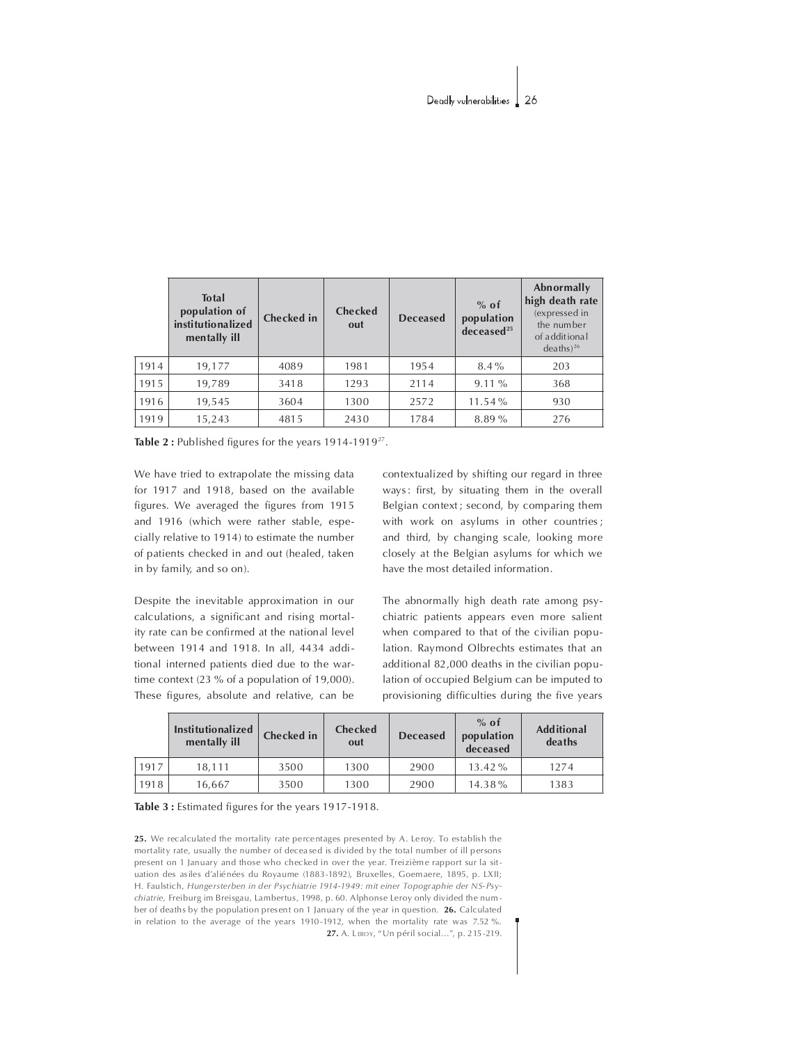| | Total population of institutionalized mentally ill | Checked in | Checked out | Deceased | % of population deceased[25] | Abnormally high death rate (expressed in the number of additional deaths)[26] |
|---|---|---|---|---|---|---|
| 1914 | 19,177 | 4089 | 1981 | 1954 | 8.4 % | 203 |
| 1915 | 19,789 | 3418 | 1293 | 2114 | 9.11 % | 368 |
| 1916 | 19,545 | 3604 | 1300 | 2572 | 11.54 % | 930 |
| 1919 | 15,243 | 4815 | 2430 | 1784 | 8.89 % | 276 |

**Table 2 :** Published figures for the years 1914-1919[27].

We have tried to extrapolate the missing data for 1917 and 1918, based on the available figures. We averaged the figures from 1915 and 1916 (which were rather stable, especially relative to 1914) to estimate the number of patients checked in and out (healed, taken in by family, and so on).

Despite the inevitable approximation in our calculations, a significant and rising mortality rate can be confirmed at the national level between 1914 and 1918. In all, 4434 additional interned patients died due to the wartime context (23 % of a population of 19,000). These figures, absolute and relative, can be contextualized by shifting our regard in three ways : first, by situating them in the overall Belgian context ; second, by comparing them with work on asylums in other countries ; and third, by changing scale, looking more closely at the Belgian asylums for which we have the most detailed information.

The abnormally high death rate among psychiatric patients appears even more salient when compared to that of the civilian population. Raymond Olbrechts estimates that an additional 82,000 deaths in the civilian population of occupied Belgium can be imputed to provisioning difficulties during the five years

| | Institutionalized mentally ill | Checked in | Checked out | Deceased | % of population deceased | Additional deaths |
|---|---|---|---|---|---|---|
| 1917 | 18,111 | 3500 | 1300 | 2900 | 13.42 % | 1274 |
| 1918 | 16,667 | 3500 | 1300 | 2900 | 14.38 % | 1383 |

**Table 3 :** Estimated figures for the years 1917-1918.

**25.** We recalculated the mortality rate percentages presented by A. Leroy. To establish the mortality rate, usually the number of deceased is divided by the total number of ill persons present on 1 January and those who checked in over the year. Treizième rapport sur la situation des asiles d'aliénées du Royaume (1883-1892), Bruxelles, Goemaere, 1895, p. LXII; H. Faulstich, *Hungersterben in der Psychiatrie 1914-1949: mit einer Topographie der NS-Psychiatrie,* Freiburg im Breisgau, Lambertus, 1998, p. 60. Alphonse Leroy only divided the number of deaths by the population present on 1 January of the year in question. **26.** Calculated in relation to the average of the years 1910-1912, when the mortality rate was 7.52 %. **27.** A. Leroy, "Un péril social…", p. 215-219.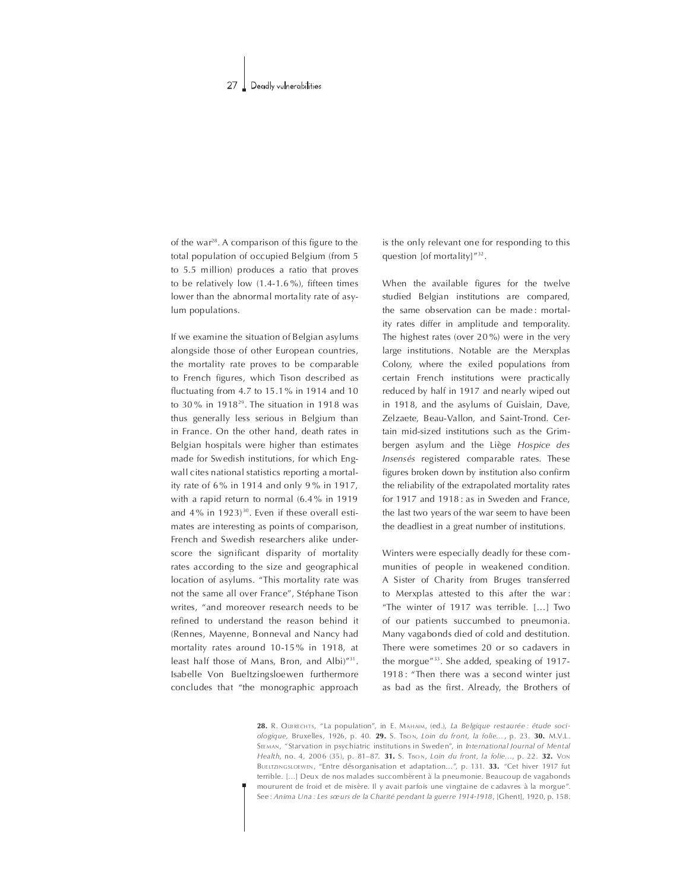of the war[28]. A comparison of this figure to the total population of occupied Belgium (from 5 to 5.5 million) produces a ratio that proves to be relatively low (1.4-1.6%), fifteen times lower than the abnormal mortality rate of asylum populations.

If we examine the situation of Belgian asylums alongside those of other European countries, the mortality rate proves to be comparable to French figures, which Tison described as fluctuating from 4.7 to 15.1% in 1914 and 10 to 30% in 1918[29]. The situation in 1918 was thus generally less serious in Belgium than in France. On the other hand, death rates in Belgian hospitals were higher than estimates made for Swedish institutions, for which Engwall cites national statistics reporting a mortality rate of 6% in 1914 and only 9% in 1917, with a rapid return to normal (6.4% in 1919 and 4% in 1923)[30]. Even if these overall estimates are interesting as points of comparison, French and Swedish researchers alike underscore the significant disparity of mortality rates according to the size and geographical location of asylums. "This mortality rate was not the same all over France", Stéphane Tison writes, "and moreover research needs to be refined to understand the reason behind it (Rennes, Mayenne, Bonneval and Nancy had mortality rates around 10-15% in 1918, at least half those of Mans, Bron, and Albi)"[31]. Isabelle Von Bueltzingsloewen furthermore concludes that "the monographic approach is the only relevant one for responding to this question [of mortality]"[32].

When the available figures for the twelve studied Belgian institutions are compared, the same observation can be made: mortality rates differ in amplitude and temporality. The highest rates (over 20%) were in the very large institutions. Notable are the Merxplas Colony, where the exiled populations from certain French institutions were practically reduced by half in 1917 and nearly wiped out in 1918, and the asylums of Guislain, Dave, Zelzaete, Beau-Vallon, and Saint-Trond. Certain mid-sized institutions such as the Grimbergen asylum and the Liège *Hospice des Insensés* registered comparable rates. These figures broken down by institution also confirm the reliability of the extrapolated mortality rates for 1917 and 1918: as in Sweden and France, the last two years of the war seem to have been the deadliest in a great number of institutions.

Winters were especially deadly for these communities of people in weakened condition. A Sister of Charity from Bruges transferred to Merxplas attested to this after the war: "The winter of 1917 was terrible. [...] Two of our patients succumbed to pneumonia. Many vagabonds died of cold and destitution. There were sometimes 20 or so cadavers in the morgue"[33]. She added, speaking of 1917-1918: "Then there was a second winter just as bad as the first. Already, the Brothers of

**28.** R. Olbrechts, "La population", in E. Mahaim, (ed.), *La Belgique restaurée: étude sociologique,* Bruxelles, 1926, p. 40. **29.** S. Tison, *Loin du front, la folie...*, p. 23. **30.** M.V.L. Seeman, "Starvation in psychiatric institutions in Sweden", in *International Journal of Mental Health*, no. 4, 2006 (35), p. 81–87. **31.** S. Tison, *Loin du front, la folie...*, p. 22. **32.** Von Bueltzingsloewen, "Entre désorganisation et adaptation...", p. 131. **33.** "Cet hiver 1917 fut terrible. [...] Deux de nos malades succombèrent à la pneumonie. Beaucoup de vagabonds moururent de froid et de misère. Il y avait parfois une vingtaine de cadavres à la morgue". See: *Anima Una : Les sœurs de la Charité pendant la guerre 1914-1918*, [Ghent], 1920, p. 158.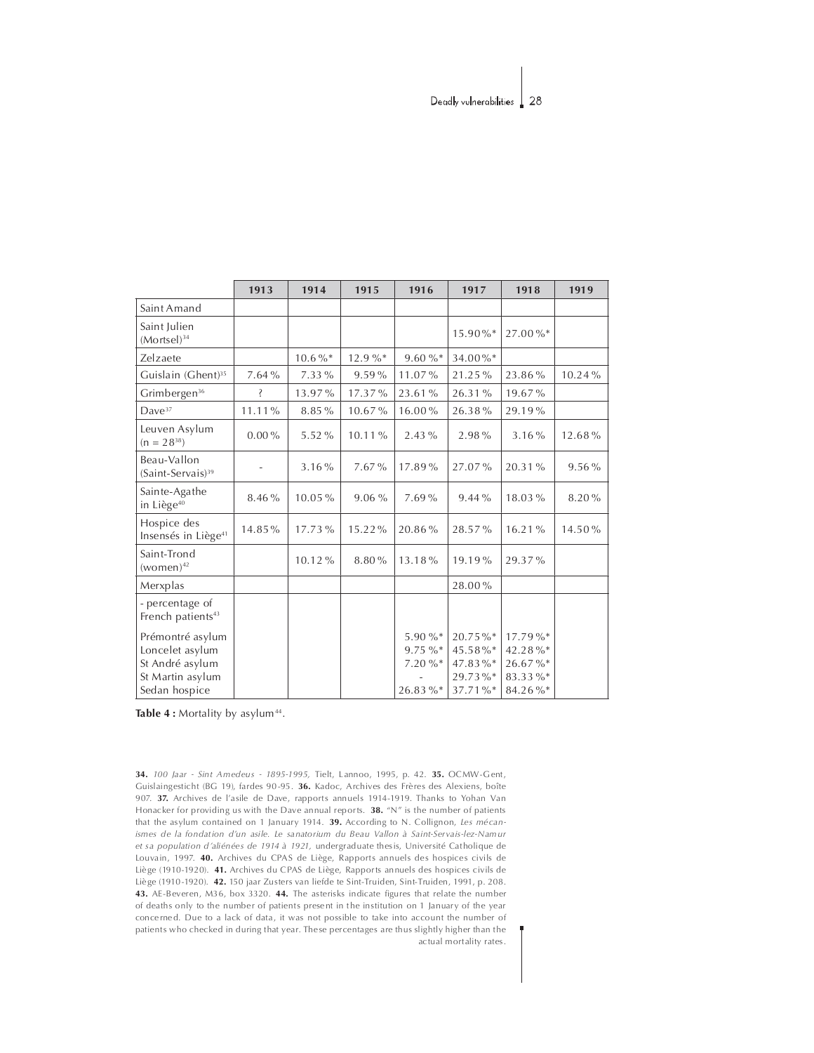| | 1913 | 1914 | 1915 | 1916 | 1917 | 1918 | 1919 |
|---|---|---|---|---|---|---|---|
| Saint Amand | | | | | | | |
| Saint Julien (Mortsel)[34] | | | | | 15.90%* | 27.00%* | |
| Zelzaete | | 10.6%* | 12.9%* | 9.60%* | 34.00%* | | |
| Guislain (Ghent)[35] | 7.64% | 7.33% | 9.59% | 11.07% | 21.25% | 23.86% | 10.24% |
| Grimbergen[36] | ? | 13.97% | 17.37% | 23.61% | 26.31% | 19.67% | |
| Dave[37] | 11.11% | 8.85% | 10.67% | 16.00% | 26.38% | 29.19% | |
| Leuven Asylum (n = 28[38]) | 0.00% | 5.52% | 10.11% | 2.43% | 2.98% | 3.16% | 12.68% |
| Beau-Vallon (Saint-Servais)[39] | - | 3.16% | 7.67% | 17.89% | 27.07% | 20.31% | 9.56% |
| Sainte-Agathe in Liège[40] | 8.46% | 10.05% | 9.06% | 7.69% | 9.44% | 18.03% | 8.20% |
| Hospice des Insensés in Liège[41] | 14.85% | 17.73% | 15.22% | 20.86% | 28.57% | 16.21% | 14.50% |
| Saint-Trond (women)[42] | | 10.12% | 8.80% | 13.18% | 19.19% | 29.37% | |
| Merxplas | | | | | 28.00% | | |
| - percentage of French patients[43] | | | | | | | |
| Prémontré asylum | | | | 5.90%* | 20.75%* | 17.79%* | |
| Loncelet asylum | | | | 9.75%* | 45.58%* | 42.28%* | |
| St André asylum | | | | 7.20%* | 47.83%* | 26.67%* | |
| St Martin asylum | | | | - | 29.73%* | 83.33%* | |
| Sedan hospice | | | | 26.83%* | 37.71%* | 84.26%* | |

**Table 4 :** Mortality by asylum[44].

**34.** *100 Jaar - Sint Amedeus - 1895-1995,* Tielt, Lannoo, 1995, p. 42. **35.** OCMW-Gent, Guislaingesticht (BG 19), fardes 90-95. **36.** Kadoc, Archives des Frères des Alexiens, boîte 907. **37.** Archives de l'asile de Dave, rapports annuels 1914-1919. Thanks to Yohan Van Honacker for providing us with the Dave annual reports. **38.** "N" is the number of patients that the asylum contained on 1 January 1914. **39.** According to N. Collignon, *Les mécanismes de la fondation d'un asile. Le sanatorium du Beau Vallon à Saint-Servais-lez-Namur et sa population d'aliénées de 1914 à 1921,* undergraduate thesis, Université Catholique de Louvain, 1997. **40.** Archives du CPAS de Liège, Rapports annuels des hospices civils de Liège (1910-1920). **41.** Archives du CPAS de Liège, Rapports annuels des hospices civils de Liège (1910-1920). **42.** 150 jaar Zusters van liefde te Sint-Truiden, Sint-Truiden, 1991, p. 208. **43.** AE-Beveren, M36, box 3320. **44.** The asterisks indicate figures that relate the number of deaths only to the number of patients present in the institution on 1 January of the year concerned. Due to a lack of data, it was not possible to take into account the number of patients who checked in during that year. These percentages are thus slightly higher than the actual mortality rates.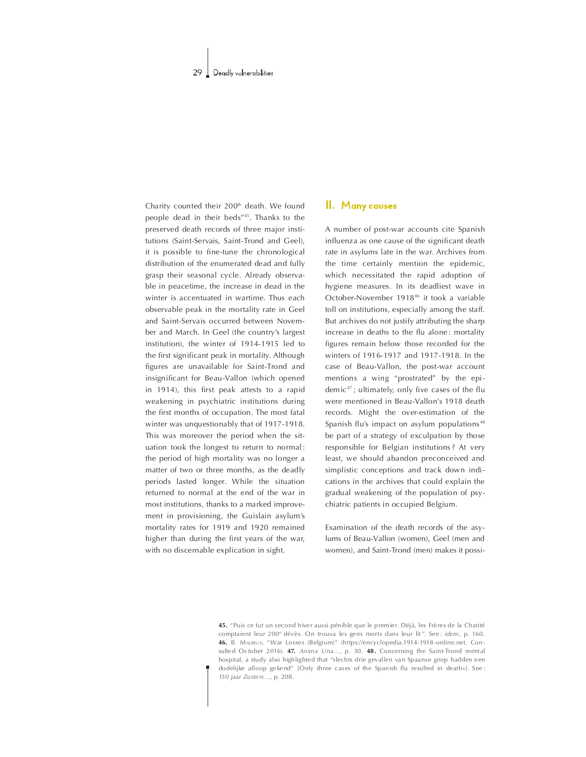Charity counted their 200th death. We found people dead in their beds"[45]. Thanks to the preserved death records of three major institutions (Saint-Servais, Saint-Trond and Geel), it is possible to fine-tune the chronological distribution of the enumerated dead and fully grasp their seasonal cycle. Already observable in peacetime, the increase in dead in the winter is accentuated in wartime. Thus each observable peak in the mortality rate in Geel and Saint-Servais occurred between November and March. In Geel (the country's largest institution), the winter of 1914-1915 led to the first significant peak in mortality. Although figures are unavailable for Saint-Trond and insignificant for Beau-Vallon (which opened in 1914), this first peak attests to a rapid weakening in psychiatric institutions during the first months of occupation. The most fatal winter was unquestionably that of 1917-1918. This was moreover the period when the situation took the longest to return to normal: the period of high mortality was no longer a matter of two or three months, as the deadly periods lasted longer. While the situation returned to normal at the end of the war in most institutions, thanks to a marked improvement in provisioning, the Guislain asylum's mortality rates for 1919 and 1920 remained higher than during the first years of the war, with no discernable explication in sight.

## II. Many causes

A number of post-war accounts cite Spanish influenza as one cause of the significant death rate in asylums late in the war. Archives from the time certainly mention the epidemic, which necessitated the rapid adoption of hygiene measures. In its deadliest wave in October-November 1918[46] it took a variable toll on institutions, especially among the staff. But archives do not justify attributing the sharp increase in deaths to the flu alone: mortality figures remain below those recorded for the winters of 1916-1917 and 1917-1918. In the case of Beau-Vallon, the post-war account mentions a wing "prostrated" by the epidemic[47]; ultimately, only five cases of the flu were mentioned in Beau-Vallon's 1918 death records. Might the over-estimation of the Spanish flu's impact on asylum populations[48] be part of a strategy of exculpation by those responsible for Belgian institutions? At very least, we should abandon preconceived and simplistic conceptions and track down indications in the archives that could explain the gradual weakening of the population of psychiatric patients in occupied Belgium.

Examination of the death records of the asylums of Beau-Vallon (women), Geel (men and women), and Saint-Trond (men) makes it possi-

**45.** "Puis ce fut un second hiver aussi pénible que le premier. Déjà, les Frères de la Charité comptaient leur 200e décès. On trouva les gens morts dans leur lit". See: *idem*, p. 160. **46.** B. Majerus, "War Losses (Belgium)" (https://encyclopedia.1914-1918-online.net. Consulted October 2016). **47.** *Anima Una…*, p. 30. **48.** Concerning the Saint-Trond mental hospital, a study also highlighted that "slechts drie gevallen van Spaanse griep hadden een dodelijke afloop gekend" [Only three cases of the Spanish flu resulted in death»]. See: *150 jaar Zusters…*, p. 208.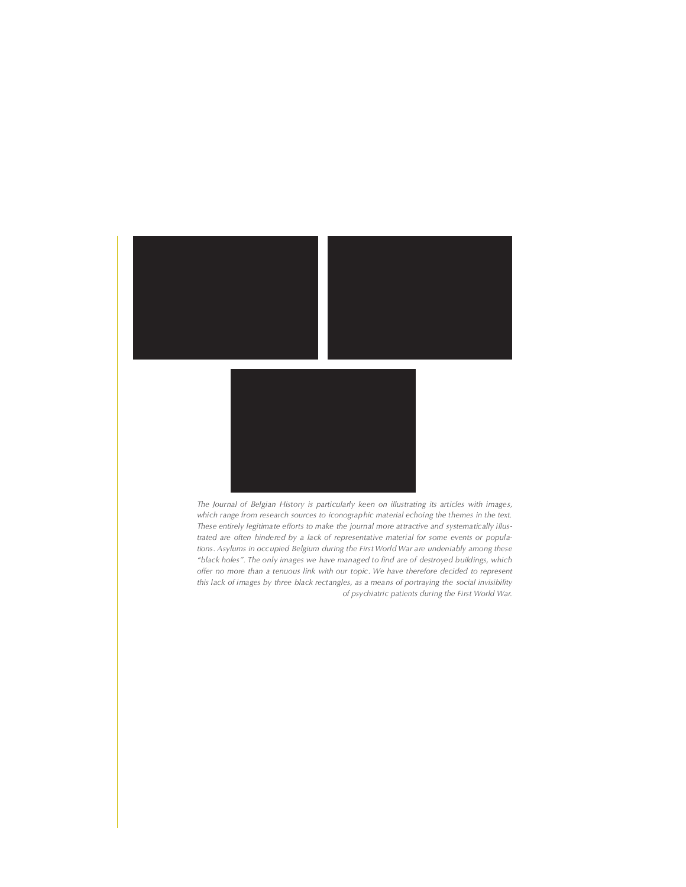*The Journal of Belgian History is particularly keen on illustrating its articles with images, which range from research sources to iconographic material echoing the themes in the text. These entirely legitimate efforts to make the journal more attractive and systematically illustrated are often hindered by a lack of representative material for some events or populations. Asylums in occupied Belgium during the First World War are undeniably among these "black holes". The only images we have managed to find are of destroyed buildings, which offer no more than a tenuous link with our topic. We have therefore decided to represent this lack of images by three black rectangles, as a means of portraying the social invisibility of psychiatric patients during the First World War.*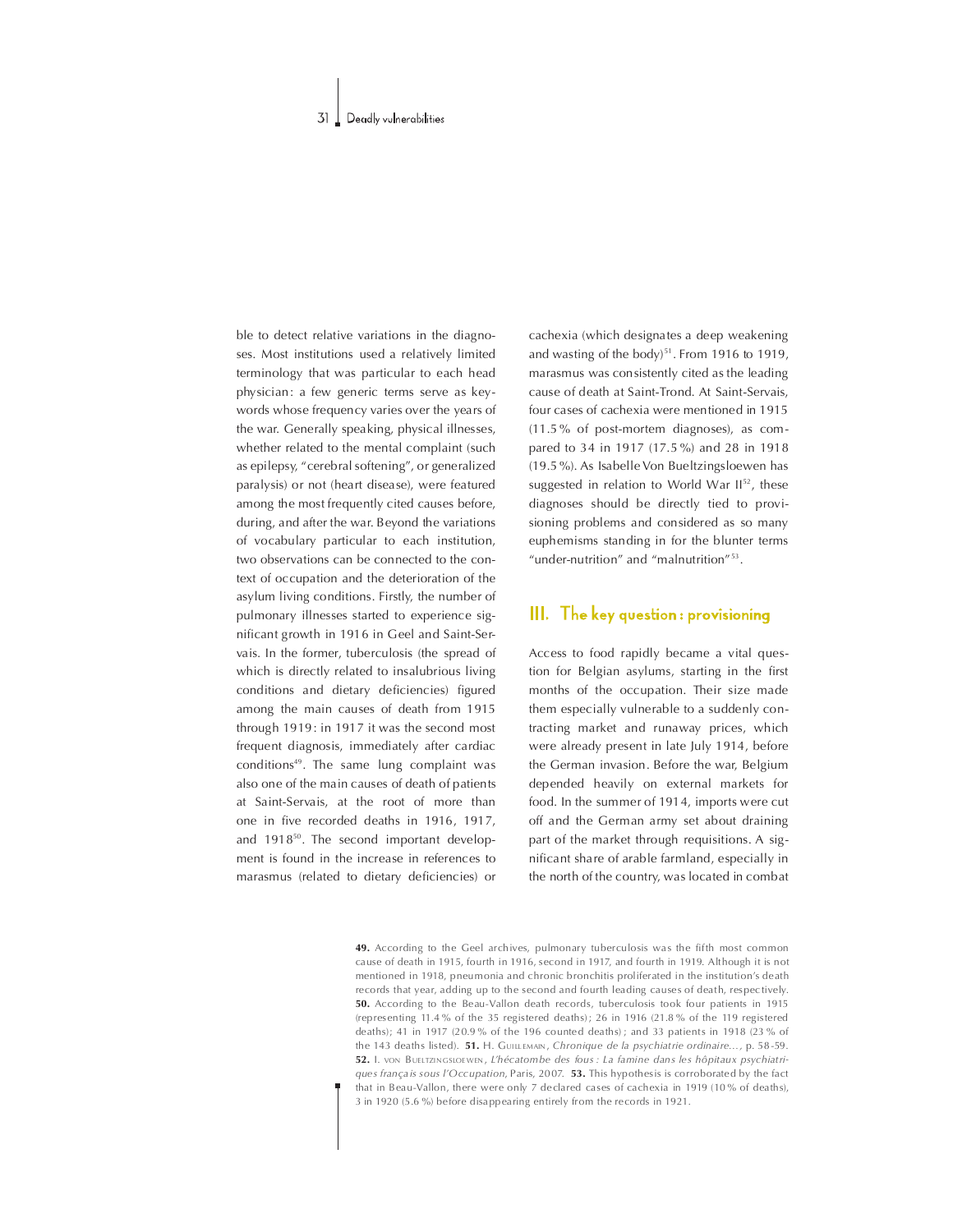ble to detect relative variations in the diagnoses. Most institutions used a relatively limited terminology that was particular to each head physician: a few generic terms serve as keywords whose frequency varies over the years of the war. Generally speaking, physical illnesses, whether related to the mental complaint (such as epilepsy, "cerebral softening", or generalized paralysis) or not (heart disease), were featured among the most frequently cited causes before, during, and after the war. Beyond the variations of vocabulary particular to each institution, two observations can be connected to the context of occupation and the deterioration of the asylum living conditions. Firstly, the number of pulmonary illnesses started to experience significant growth in 1916 in Geel and Saint-Servais. In the former, tuberculosis (the spread of which is directly related to insalubrious living conditions and dietary deficiencies) figured among the main causes of death from 1915 through 1919: in 1917 it was the second most frequent diagnosis, immediately after cardiac conditions[49]. The same lung complaint was also one of the main causes of death of patients at Saint-Servais, at the root of more than one in five recorded deaths in 1916, 1917, and 1918[50]. The second important development is found in the increase in references to marasmus (related to dietary deficiencies) or cachexia (which designates a deep weakening and wasting of the body)[51]. From 1916 to 1919, marasmus was consistently cited as the leading cause of death at Saint-Trond. At Saint-Servais, four cases of cachexia were mentioned in 1915 (11.5 % of post-mortem diagnoses), as compared to 34 in 1917 (17.5 %) and 28 in 1918 (19.5 %). As Isabelle Von Bueltzingsloewen has suggested in relation to World War II[52], these diagnoses should be directly tied to provisioning problems and considered as so many euphemisms standing in for the blunter terms "under-nutrition" and "malnutrition"[53].

## III. The key question: provisioning

Access to food rapidly became a vital question for Belgian asylums, starting in the first months of the occupation. Their size made them especially vulnerable to a suddenly contracting market and runaway prices, which were already present in late July 1914, before the German invasion. Before the war, Belgium depended heavily on external markets for food. In the summer of 1914, imports were cut off and the German army set about draining part of the market through requisitions. A significant share of arable farmland, especially in the north of the country, was located in combat

**49.** According to the Geel archives, pulmonary tuberculosis was the fifth most common cause of death in 1915, fourth in 1916, second in 1917, and fourth in 1919. Although it is not mentioned in 1918, pneumonia and chronic bronchitis proliferated in the institution's death records that year, adding up to the second and fourth leading causes of death, respectively. **50.** According to the Beau-Vallon death records, tuberculosis took four patients in 1915 (representing 11.4 % of the 35 registered deaths); 26 in 1916 (21.8 % of the 119 registered deaths); 41 in 1917 (20.9 % of the 196 counted deaths); and 33 patients in 1918 (23 % of the 143 deaths listed). **51.** H. Guillemain, *Chronique de la psychiatrie ordinaire…*, p. 58-59. **52.** I. von Bueltzingsloewen, *L'hécatombe des fous : La famine dans les hôpitaux psychiatriques français sous l'Occupation*, Paris, 2007. **53.** This hypothesis is corroborated by the fact that in Beau-Vallon, there were only 7 declared cases of cachexia in 1919 (10 % of deaths), 3 in 1920 (5.6 %) before disappearing entirely from the records in 1921.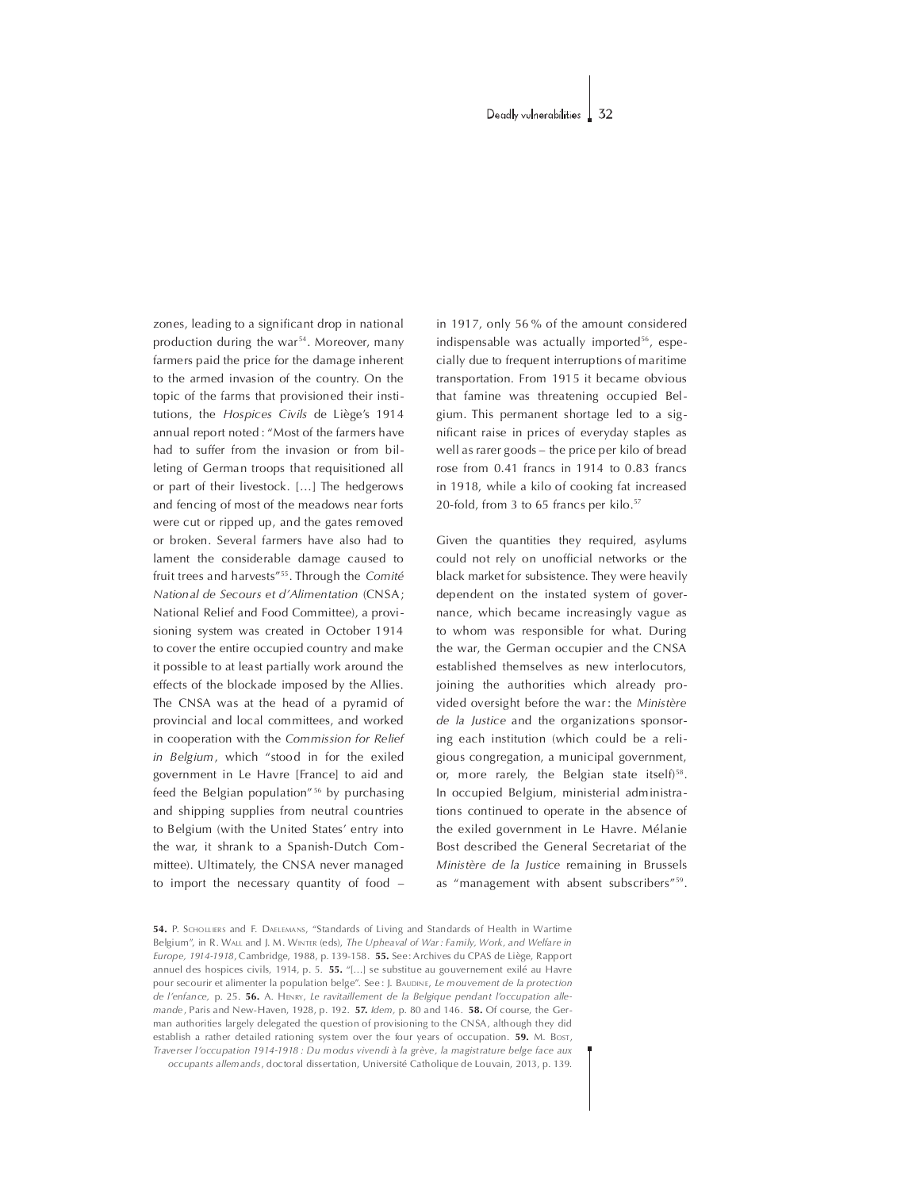zones, leading to a significant drop in national production during the war[54]. Moreover, many farmers paid the price for the damage inherent to the armed invasion of the country. On the topic of the farms that provisioned their institutions, the *Hospices Civils* de Liège's 1914 annual report noted: "Most of the farmers have had to suffer from the invasion or from billeting of German troops that requisitioned all or part of their livestock. [...] The hedgerows and fencing of most of the meadows near forts were cut or ripped up, and the gates removed or broken. Several farmers have also had to lament the considerable damage caused to fruit trees and harvests"[55]. Through the *Comité National de Secours et d'Alimentation* (CNSA; National Relief and Food Committee), a provisioning system was created in October 1914 to cover the entire occupied country and make it possible to at least partially work around the effects of the blockade imposed by the Allies. The CNSA was at the head of a pyramid of provincial and local committees, and worked in cooperation with the *Commission for Relief in Belgium*, which "stood in for the exiled government in Le Havre [France] to aid and feed the Belgian population"[56] by purchasing and shipping supplies from neutral countries to Belgium (with the United States' entry into the war, it shrank to a Spanish-Dutch Committee). Ultimately, the CNSA never managed to import the necessary quantity of food – in 1917, only 56 % of the amount considered indispensable was actually imported[56], especially due to frequent interruptions of maritime transportation. From 1915 it became obvious that famine was threatening occupied Belgium. This permanent shortage led to a significant raise in prices of everyday staples as well as rarer goods – the price per kilo of bread rose from 0.41 francs in 1914 to 0.83 francs in 1918, while a kilo of cooking fat increased 20-fold, from 3 to 65 francs per kilo.[57]

Given the quantities they required, asylums could not rely on unofficial networks or the black market for subsistence. They were heavily dependent on the instated system of governance, which became increasingly vague as to whom was responsible for what. During the war, the German occupier and the CNSA established themselves as new interlocutors, joining the authorities which already provided oversight before the war: the *Ministère de la Justice* and the organizations sponsoring each institution (which could be a religious congregation, a municipal government, or, more rarely, the Belgian state itself)[58]. In occupied Belgium, ministerial administrations continued to operate in the absence of the exiled government in Le Havre. Mélanie Bost described the General Secretariat of the *Ministère de la Justice* remaining in Brussels as "management with absent subscribers"[59].

**54.** P. Scholliers and F. Daelemans, "Standards of Living and Standards of Health in Wartime Belgium", in R. Wall and J. M. Winter (eds), *The Upheaval of War: Family, Work, and Welfare in Europe, 1914-1918*, Cambridge, 1988, p. 139-158. **55.** See: Archives du CPAS de Liège, Rapport annuel des hospices civils, 1914, p. 5. **55.** "[...] se substitue au gouvernement exilé au Havre pour secourir et alimenter la population belge". See: J. Baudine, *Le mouvement de la protection de l'enfance,* p. 25. **56.** A. Henry, *Le ravitaillement de la Belgique pendant l'occupation allemande*, Paris and New-Haven, 1928, p. 192. **57.** *Idem*, p. 80 and 146. **58.** Of course, the German authorities largely delegated the question of provisioning to the CNSA, although they did establish a rather detailed rationing system over the four years of occupation. **59.** M. Bost, *Traverser l'occupation 1914-1918 : Du modus vivendi à la grève, la magistrature belge face aux occupants allemands*, doctoral dissertation, Université Catholique de Louvain, 2013, p. 139.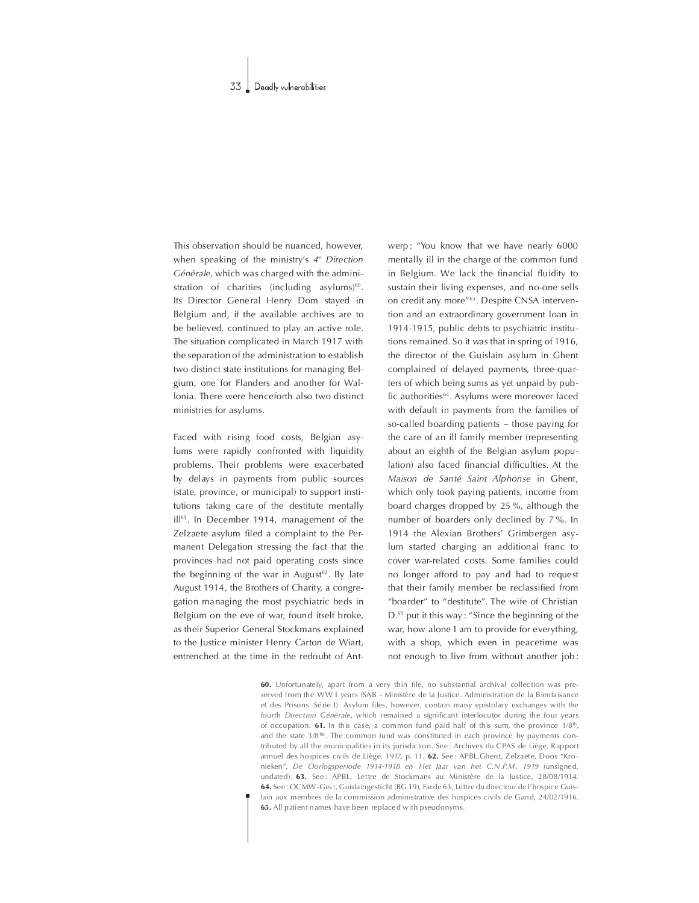This observation should be nuanced, however, when speaking of the ministry's *4e Direction Générale*, which was charged with the administration of charities (including asylums)[60]. Its Director General Henry Dom stayed in Belgium and, if the available archives are to be believed, continued to play an active role. The situation complicated in March 1917 with the separation of the administration to establish two distinct state institutions for managing Belgium, one for Flanders and another for Wallonia. There were henceforth also two distinct ministries for asylums.

Faced with rising food costs, Belgian asylums were rapidly confronted with liquidity problems. Their problems were exacerbated by delays in payments from public sources (state, province, or municipal) to support institutions taking care of the destitute mentally ill[61]. In December 1914, management of the Zelzaete asylum filed a complaint to the Permanent Delegation stressing the fact that the provinces had not paid operating costs since the beginning of the war in August[62]. By late August 1914, the Brothers of Charity, a congregation managing the most psychiatric beds in Belgium on the eve of war, found itself broke, as their Superior General Stockmans explained to the Justice minister Henry Carton de Wiart, entrenched at the time in the redoubt of Antwerp: "You know that we have nearly 6000 mentally ill in the charge of the common fund in Belgium. We lack the financial fluidity to sustain their living expenses, and no-one sells on credit any more"[63]. Despite CNSA intervention and an extraordinary government loan in 1914-1915, public debts to psychiatric institutions remained. So it was that in spring of 1916, the director of the Guislain asylum in Ghent complained of delayed payments, three-quarters of which being sums as yet unpaid by public authorities[64]. Asylums were moreover faced with default in payments from the families of so-called boarding patients – those paying for the care of an ill family member (representing about an eighth of the Belgian asylum population) also faced financial difficulties. At the *Maison de Santé Saint Alphonse* in Ghent, which only took paying patients, income from board charges dropped by 25 %, although the number of boarders only declined by 7 %. In 1914 the Alexian Brothers' Grimbergen asylum started charging an additional franc to cover war-related costs. Some families could no longer afford to pay and had to request that their family member be reclassified from "boarder" to "destitute". The wife of Christian D.[65] put it this way: "Since the beginning of the war, how alone I am to provide for everything, with a shop, which even in peacetime was not enough to live from without another job:

**60.** Unfortunately, apart from a very thin file, no substantial archival collection was preserved from the WW I years (SAB - Ministère de la Justice. Administration de la Bienfaisance et des Prisons. Série I). Asylum files, however, contain many epistolary exchanges with the fourth *Direction Générale*, which remained a significant interlocutor during the four years of occupation. **61.** In this case, a common fund paid half of this sum, the province 1/8th, and the state 3/8ths. The common fund was constituted in each province by payments contributed by all the municipalities in its jurisdiction. See: Archives du CPAS de Liège, Rapport annuel des hospices civils de Liège, 1917, p. 11. **62.** See: APBL,Ghent, Zelzaete, Doos "Kronieken", *De Oorlogsperiode 1914-1918 en Het Jaar van het C.N.P.M. 1919* (unsigned, undated). **63.** See: APBL, Lettre de Stockmans au Ministère de la Justice, 28/08/1914. **64.** See: OCMW-Gent, Guislaingesticht (BG 19), Farde 63, Lettre du directeur de l'hospice Guislain aux membres de la commission administrative des hospices civils de Gand, 24/02/1916. **65.** All patient names have been replaced with pseudonyms.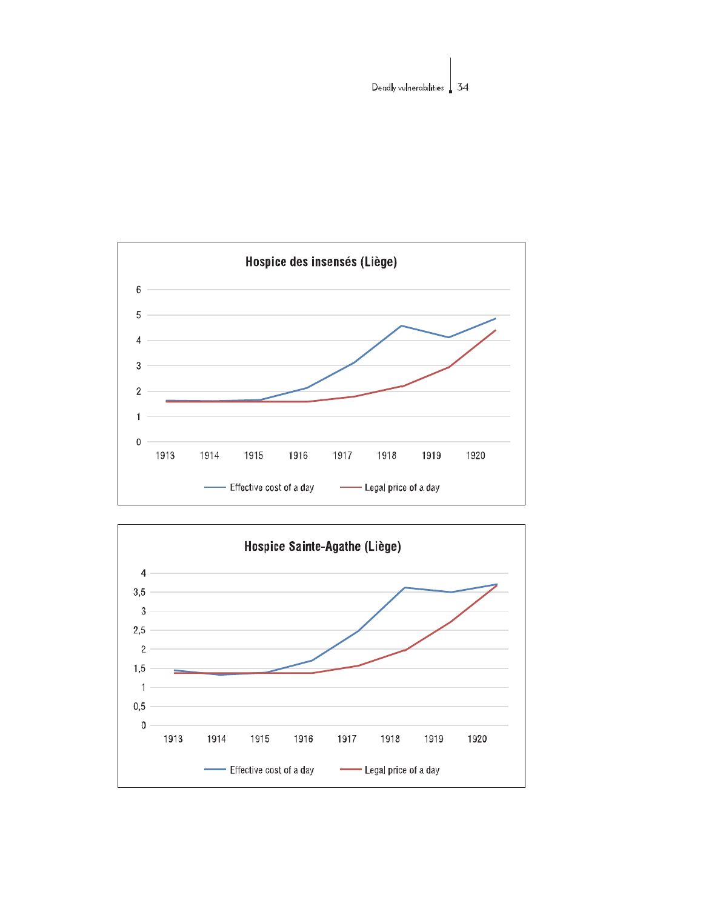**Hospice des insensés (Liège)**

Effective cost of a day — Legal price of a day

**Hospice Sainte-Agathe (Liège)**

Effective cost of a day — Legal price of a day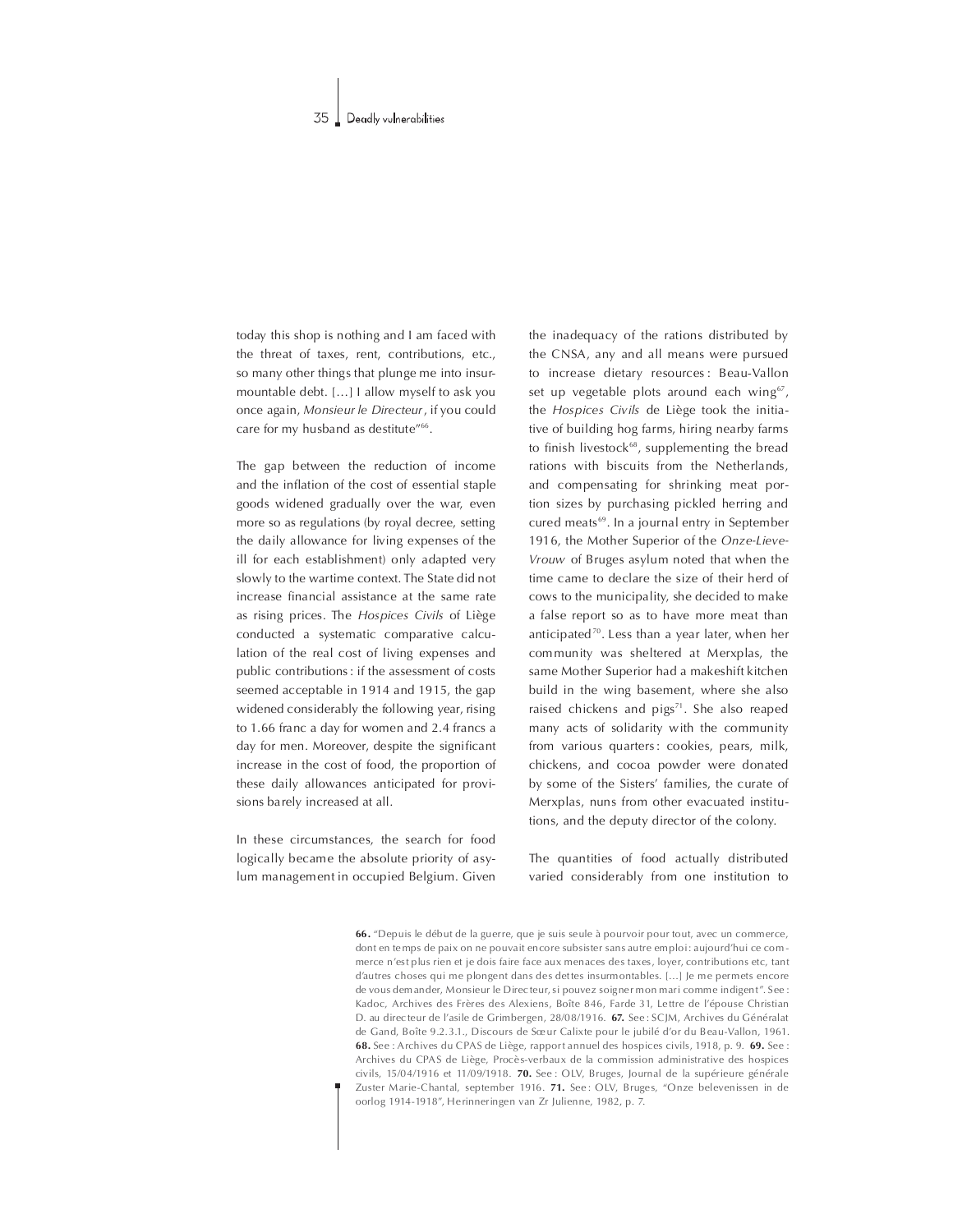today this shop is nothing and I am faced with the threat of taxes, rent, contributions, etc., so many other things that plunge me into insurmountable debt. [...] I allow myself to ask you once again, *Monsieur le Directeur*, if you could care for my husband as destitute"[66].

The gap between the reduction of income and the inflation of the cost of essential staple goods widened gradually over the war, even more so as regulations (by royal decree, setting the daily allowance for living expenses of the ill for each establishment) only adapted very slowly to the wartime context. The State did not increase financial assistance at the same rate as rising prices. The *Hospices Civils* of Liège conducted a systematic comparative calculation of the real cost of living expenses and public contributions: if the assessment of costs seemed acceptable in 1914 and 1915, the gap widened considerably the following year, rising to 1.66 franc a day for women and 2.4 francs a day for men. Moreover, despite the significant increase in the cost of food, the proportion of these daily allowances anticipated for provisions barely increased at all.

In these circumstances, the search for food logically became the absolute priority of asylum management in occupied Belgium. Given the inadequacy of the rations distributed by the CNSA, any and all means were pursued to increase dietary resources: Beau-Vallon set up vegetable plots around each wing[67], the *Hospices Civils* de Liège took the initiative of building hog farms, hiring nearby farms to finish livestock[68], supplementing the bread rations with biscuits from the Netherlands, and compensating for shrinking meat portion sizes by purchasing pickled herring and cured meats[69]. In a journal entry in September 1916, the Mother Superior of the *Onze-Lieve-Vrouw* of Bruges asylum noted that when the time came to declare the size of their herd of cows to the municipality, she decided to make a false report so as to have more meat than anticipated[70]. Less than a year later, when her community was sheltered at Merxplas, the same Mother Superior had a makeshift kitchen build in the wing basement, where she also raised chickens and pigs[71]. She also reaped many acts of solidarity with the community from various quarters: cookies, pears, milk, chickens, and cocoa powder were donated by some of the Sisters' families, the curate of Merxplas, nuns from other evacuated institutions, and the deputy director of the colony.

The quantities of food actually distributed varied considerably from one institution to

**66.** "Depuis le début de la guerre, que je suis seule à pourvoir pour tout, avec un commerce, dont en temps de paix on ne pouvait encore subsister sans autre emploi: aujourd'hui ce commerce n'est plus rien et je dois faire face aux menaces des taxes, loyer, contributions etc, tant d'autres choses qui me plongent dans des dettes insurmontables. [...] Je me permets encore de vous demander, Monsieur le Directeur, si pouvez soigner mon mari comme indigent". See: Kadoc, Archives des Frères des Alexiens, Boîte 846, Farde 31, Lettre de l'épouse Christian D. au directeur de l'asile de Grimbergen, 28/08/1916. **67.** See: SCJM, Archives du Généralat de Gand, Boîte 9.2.3.1., Discours de Sœur Calixte pour le jubilé d'or du Beau-Vallon, 1961. **68.** See: Archives du CPAS de Liège, rapport annuel des hospices civils, 1918, p. 9. **69.** See: Archives du CPAS de Liège, Procès-verbaux de la commission administrative des hospices civils, 15/04/1916 et 11/09/1918. **70.** See: OLV, Bruges, Journal de la supérieure générale Zuster Marie-Chantal, september 1916. **71.** See: OLV, Bruges, "Onze belevenissen in de oorlog 1914-1918", Herinneringen van Zr Julienne, 1982, p. 7.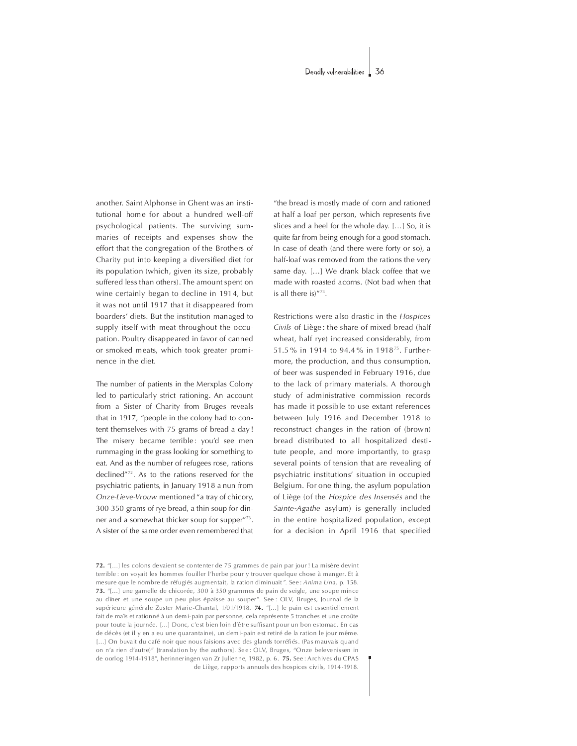another. Saint Alphonse in Ghent was an institutional home for about a hundred well-off psychological patients. The surviving summaries of receipts and expenses show the effort that the congregation of the Brothers of Charity put into keeping a diversified diet for its population (which, given its size, probably suffered less than others). The amount spent on wine certainly began to decline in 1914, but it was not until 1917 that it disappeared from boarders' diets. But the institution managed to supply itself with meat throughout the occupation. Poultry disappeared in favor of canned or smoked meats, which took greater prominence in the diet.

The number of patients in the Merxplas Colony led to particularly strict rationing. An account from a Sister of Charity from Bruges reveals that in 1917, "people in the colony had to content themselves with 75 grams of bread a day ! The misery became terrible : you'd see men rummaging in the grass looking for something to eat. And as the number of refugees rose, rations declined"[72]. As to the rations reserved for the psychiatric patients, in January 1918 a nun from *Onze-Lieve-Vrouw* mentioned "a tray of chicory, 300-350 grams of rye bread, a thin soup for dinner and a somewhat thicker soup for supper"[73]. A sister of the same order even remembered that "the bread is mostly made of corn and rationed at half a loaf per person, which represents five slices and a heel for the whole day. [...] So, it is quite far from being enough for a good stomach. In case of death (and there were forty or so), a half-loaf was removed from the rations the very same day. [...] We drank black coffee that we made with roasted acorns. (Not bad when that is all there is)"[74].

Restrictions were also drastic in the *Hospices Civils* of Liège : the share of mixed bread (half wheat, half rye) increased considerably, from 51.5 % in 1914 to 94.4 % in 1918[75]. Furthermore, the production, and thus consumption, of beer was suspended in February 1916, due to the lack of primary materials. A thorough study of administrative commission records has made it possible to use extant references between July 1916 and December 1918 to reconstruct changes in the ration of (brown) bread distributed to all hospitalized destitute people, and more importantly, to grasp several points of tension that are revealing of psychiatric institutions' situation in occupied Belgium. For one thing, the asylum population of Liège (of the *Hospice des Insensés* and the *Sainte-Agathe* asylum) is generally included in the entire hospitalized population, except for a decision in April 1916 that specified

**72.** "[...] les colons devaient se contenter de 75 grammes de pain par jour ! La misère devint terrible : on voyait les hommes fouiller l'herbe pour y trouver quelque chose à manger. Et à mesure que le nombre de réfugiés augmentait, la ration diminuait". See : *Anima Una*, p. 158. **73.** "[...] une gamelle de chicorée, 300 à 350 grammes de pain de seigle, une soupe mince au dîner et une soupe un peu plus épaisse au souper". See : OLV, Bruges, Journal de la supérieure générale Zuster Marie-Chantal, 1/01/1918. **74.** "[...] le pain est essentiellement fait de maïs et rationné à un demi-pain par personne, cela représente 5 tranches et une croûte pour toute la journée. [...] Donc, c'est bien loin d'être suffisant pour un bon estomac. En cas de décès (et il y en a eu une quarantaine), un demi-pain est retiré de la ration le jour même. [...] On buvait du café noir que nous faisions avec des glands torréfiés. (Pas mauvais quand on n'a rien d'autre)" [translation by the authors]. See : OLV, Bruges, "Onze belevenissen in de oorlog 1914-1918", herinneringen van Zr Julienne, 1982, p. 6. **75.** See : Archives du CPAS de Liège, rapports annuels des hospices civils, 1914-1918.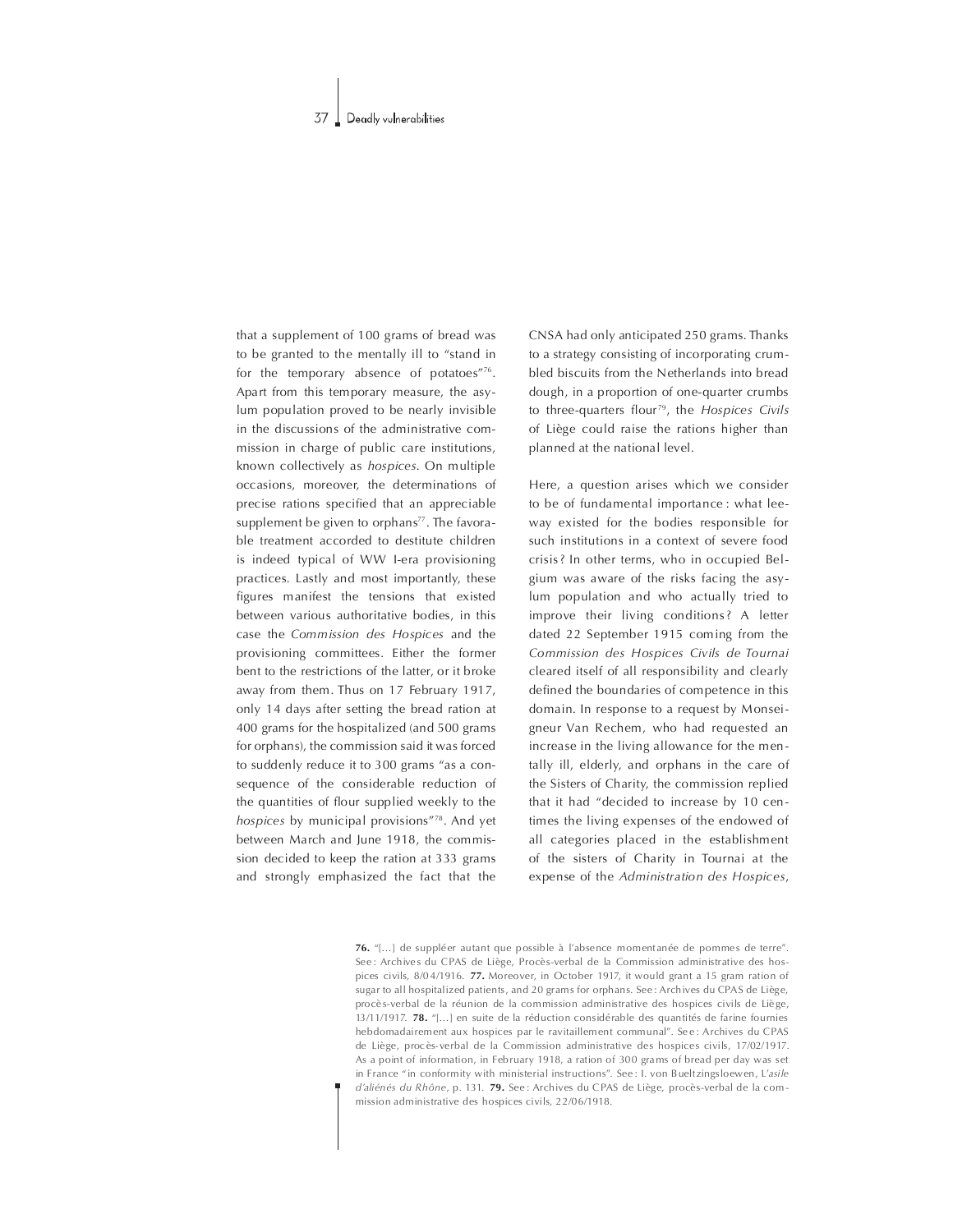that a supplement of 100 grams of bread was to be granted to the mentally ill to "stand in for the temporary absence of potatoes"[76]. Apart from this temporary measure, the asylum population proved to be nearly invisible in the discussions of the administrative commission in charge of public care institutions, known collectively as *hospices*. On multiple occasions, moreover, the determinations of precise rations specified that an appreciable supplement be given to orphans[77]. The favorable treatment accorded to destitute children is indeed typical of WW I-era provisioning practices. Lastly and most importantly, these figures manifest the tensions that existed between various authoritative bodies, in this case the *Commission des Hospices* and the provisioning committees. Either the former bent to the restrictions of the latter, or it broke away from them. Thus on 17 February 1917, only 14 days after setting the bread ration at 400 grams for the hospitalized (and 500 grams for orphans), the commission said it was forced to suddenly reduce it to 300 grams "as a consequence of the considerable reduction of the quantities of flour supplied weekly to the *hospices* by municipal provisions"[78]. And yet between March and June 1918, the commission decided to keep the ration at 333 grams and strongly emphasized the fact that the CNSA had only anticipated 250 grams. Thanks to a strategy consisting of incorporating crumbled biscuits from the Netherlands into bread dough, in a proportion of one-quarter crumbs to three-quarters flour[79], the *Hospices Civils* of Liège could raise the rations higher than planned at the national level.

Here, a question arises which we consider to be of fundamental importance : what leeway existed for the bodies responsible for such institutions in a context of severe food crisis? In other terms, who in occupied Belgium was aware of the risks facing the asylum population and who actually tried to improve their living conditions? A letter dated 22 September 1915 coming from the *Commission des Hospices Civils de Tournai* cleared itself of all responsibility and clearly defined the boundaries of competence in this domain. In response to a request by Monseigneur Van Rechem, who had requested an increase in the living allowance for the mentally ill, elderly, and orphans in the care of the Sisters of Charity, the commission replied that it had "decided to increase by 10 centimes the living expenses of the endowed of all categories placed in the establishment of the sisters of Charity in Tournai at the expense of the *Administration des Hospices*,

**76.** "[…] de suppléer autant que possible à l'absence momentanée de pommes de terre". See : Archives du CPAS de Liège, Procès-verbal de la Commission administrative des hospices civils, 8/04/1916. **77.** Moreover, in October 1917, it would grant a 15 gram ration of sugar to all hospitalized patients, and 20 grams for orphans. See : Archives du CPAS de Liège, procès-verbal de la réunion de la commission administrative des hospices civils de Liège, 13/11/1917. **78.** "[…] en suite de la réduction considérable des quantités de farine fournies hebdomadairement aux hospices par le ravitaillement communal". See : Archives du CPAS de Liège, procès-verbal de la Commission administrative des hospices civils, 17/02/1917. As a point of information, in February 1918, a ration of 300 grams of bread per day was set in France "in conformity with ministerial instructions". See : I. von Bueltzingsloewen, *L'asile d'aliénés du Rhône*, p. 131. **79.** See : Archives du CPAS de Liège, procès-verbal de la commission administrative des hospices civils, 22/06/1918.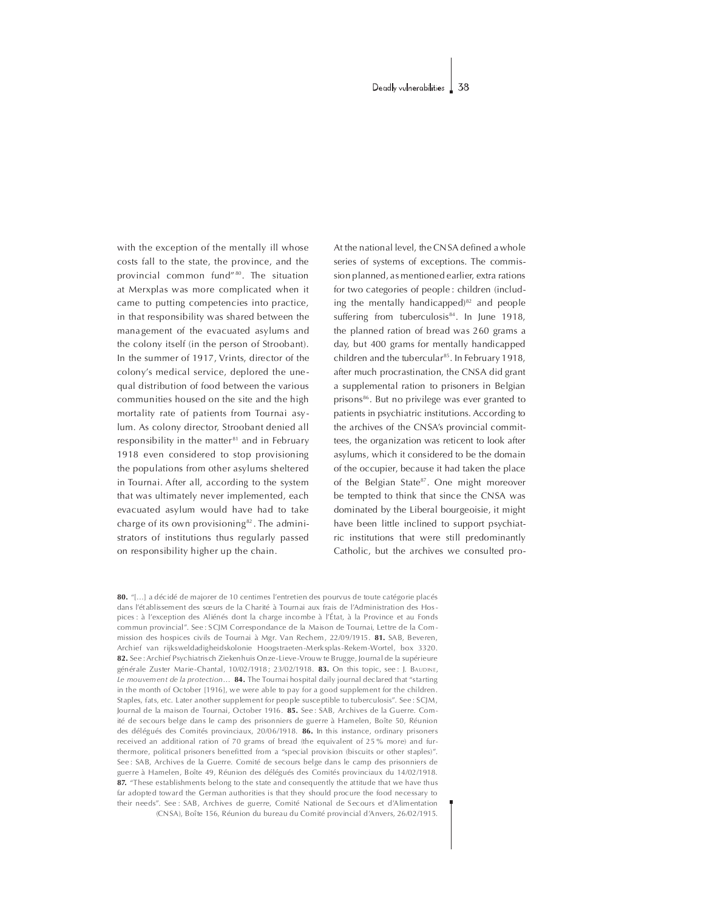with the exception of the mentally ill whose costs fall to the state, the province, and the provincial common fund"[80]. The situation at Merxplas was more complicated when it came to putting competencies into practice, in that responsibility was shared between the management of the evacuated asylums and the colony itself (in the person of Stroobant). In the summer of 1917, Vrints, director of the colony's medical service, deplored the unequal distribution of food between the various communities housed on the site and the high mortality rate of patients from Tournai asylum. As colony director, Stroobant denied all responsibility in the matter[81] and in February 1918 even considered to stop provisioning the populations from other asylums sheltered in Tournai. After all, according to the system that was ultimately never implemented, each evacuated asylum would have had to take charge of its own provisioning[82]. The administrators of institutions thus regularly passed on responsibility higher up the chain.

At the national level, the CNSA defined a whole series of systems of exceptions. The commission planned, as mentioned earlier, extra rations for two categories of people: children (including the mentally handicapped)[82] and people suffering from tuberculosis[84]. In June 1918, the planned ration of bread was 260 grams a day, but 400 grams for mentally handicapped children and the tubercular[85]. In February 1918, after much procrastination, the CNSA did grant a supplemental ration to prisoners in Belgian prisons[86]. But no privilege was ever granted to patients in psychiatric institutions. According to the archives of the CNSA's provincial committees, the organization was reticent to look after asylums, which it considered to be the domain of the occupier, because it had taken the place of the Belgian State[87]. One might moreover be tempted to think that since the CNSA was dominated by the Liberal bourgeoisie, it might have been little inclined to support psychiatric institutions that were still predominantly Catholic, but the archives we consulted pro-

**80.** "[…] a décidé de majorer de 10 centimes l'entretien des pourvus de toute catégorie placés dans l'établissement des sœurs de la Charité à Tournai aux frais de l'Administration des Hospices : à l'exception des Aliénés dont la charge incombe à l'État, à la Province et au Fonds commun provincial". See : SCJM Correspondance de la Maison de Tournai, Lettre de la Commission des hospices civils de Tournai à Mgr. Van Rechem, 22/09/1915. **81.** SAB, Beveren, Archief van rijksweldadigheidskolonie Hoogstraeten-Merksplas-Rekem-Wortel, box 3320. **82.** See : Archief Psychiatrisch Ziekenhuis Onze-Lieve-Vrouw te Brugge, Journal de la supérieure générale Zuster Marie-Chantal, 10/02/1918 ; 23/02/1918. **83.** On this topic, see : J. Baudine, *Le mouvement de la protection…* **84.** The Tournai hospital daily journal declared that "starting in the month of October [1916], we were able to pay for a good supplement for the children. Staples, fats, etc. Later another supplement for people susceptible to tuberculosis". See : SCJM, Journal de la maison de Tournai, October 1916. **85.** See : SAB, Archives de la Guerre. Comité de secours belge dans le camp des prisonniers de guerre à Hamelen, Boîte 50, Réunion des délégués des Comités provinciaux, 20/06/1918. **86.** In this instance, ordinary prisoners received an additional ration of 70 grams of bread (the equivalent of 25 % more) and furthermore, political prisoners benefitted from a "special provision (biscuits or other staples)". See : SAB, Archives de la Guerre. Comité de secours belge dans le camp des prisonniers de guerre à Hamelen, Boîte 49, Réunion des délégués des Comités provinciaux du 14/02/1918. **87.** "These establishments belong to the state and consequently the attitude that we have thus far adopted toward the German authorities is that they should procure the food necessary to their needs". See : SAB, Archives de guerre, Comité National de Secours et d'Alimentation (CNSA), Boîte 156, Réunion du bureau du Comité provincial d'Anvers, 26/02/1915.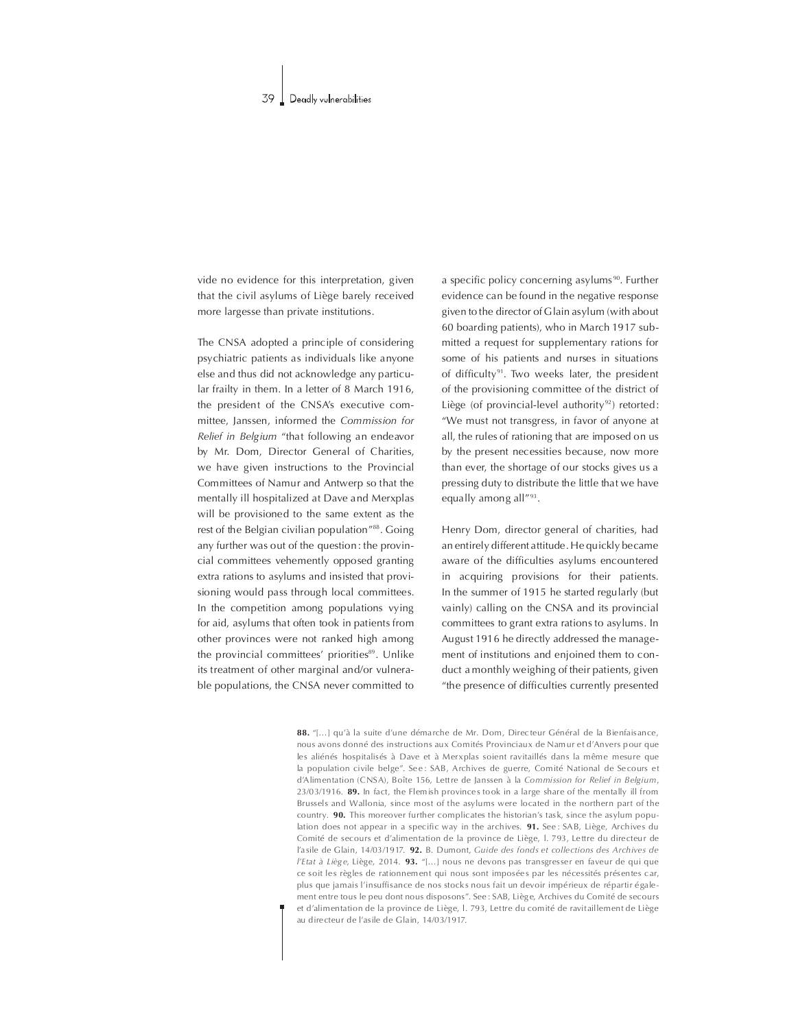vide no evidence for this interpretation, given that the civil asylums of Liège barely received more largesse than private institutions.

The CNSA adopted a principle of considering psychiatric patients as individuals like anyone else and thus did not acknowledge any particular frailty in them. In a letter of 8 March 1916, the president of the CNSA's executive committee, Janssen, informed the *Commission for Relief in Belgium* "that following an endeavor by Mr. Dom, Director General of Charities, we have given instructions to the Provincial Committees of Namur and Antwerp so that the mentally ill hospitalized at Dave and Merxplas will be provisioned to the same extent as the rest of the Belgian civilian population"[88]. Going any further was out of the question: the provincial committees vehemently opposed granting extra rations to asylums and insisted that provisioning would pass through local committees. In the competition among populations vying for aid, asylums that often took in patients from other provinces were not ranked high among the provincial committees' priorities[89]. Unlike its treatment of other marginal and/or vulnerable populations, the CNSA never committed to a specific policy concerning asylums[90]. Further evidence can be found in the negative response given to the director of Glain asylum (with about 60 boarding patients), who in March 1917 submitted a request for supplementary rations for some of his patients and nurses in situations of difficulty[91]. Two weeks later, the president of the provisioning committee of the district of Liège (of provincial-level authority[92]) retorted: "We must not transgress, in favor of anyone at all, the rules of rationing that are imposed on us by the present necessities because, now more than ever, the shortage of our stocks gives us a pressing duty to distribute the little that we have equally among all"[93].

Henry Dom, director general of charities, had an entirely different attitude. He quickly became aware of the difficulties asylums encountered in acquiring provisions for their patients. In the summer of 1915 he started regularly (but vainly) calling on the CNSA and its provincial committees to grant extra rations to asylums. In August 1916 he directly addressed the management of institutions and enjoined them to conduct a monthly weighing of their patients, given "the presence of difficulties currently presented

**88.** "[…] qu'à la suite d'une démarche de Mr. Dom, Directeur Général de la Bienfaisance, nous avons donné des instructions aux Comités Provinciaux de Namur et d'Anvers pour que les aliénés hospitalisés à Dave et à Merxplas soient ravitaillés dans la même mesure que la population civile belge". See: SAB, Archives de guerre, Comité National de Secours et d'Alimentation (CNSA), Boîte 156, Lettre de Janssen à la *Commission for Relief in Belgium*, 23/03/1916. **89.** In fact, the Flemish provinces took in a large share of the mentally ill from Brussels and Wallonia, since most of the asylums were located in the northern part of the country. **90.** This moreover further complicates the historian's task, since the asylum population does not appear in a specific way in the archives. **91.** See: SAB, Liège, Archives du Comité de secours et d'alimentation de la province de Liège, l. 793, Lettre du directeur de l'asile de Glain, 14/03/1917. **92.** B. Dumont, *Guide des fonds et collections des Archives de l'Etat à Liège*, Liège, 2014. **93.** "[…] nous ne devons pas transgresser en faveur de qui que ce soit les règles de rationnement qui nous sont imposées par les nécessités présentes car, plus que jamais l'insuffisance de nos stocks nous fait un devoir impérieux de répartir également entre tous le peu dont nous disposons". See: SAB, Liège, Archives du Comité de secours et d'alimentation de la province de Liège, l. 793, Lettre du comité de ravitaillement de Liège au directeur de l'asile de Glain, 14/03/1917.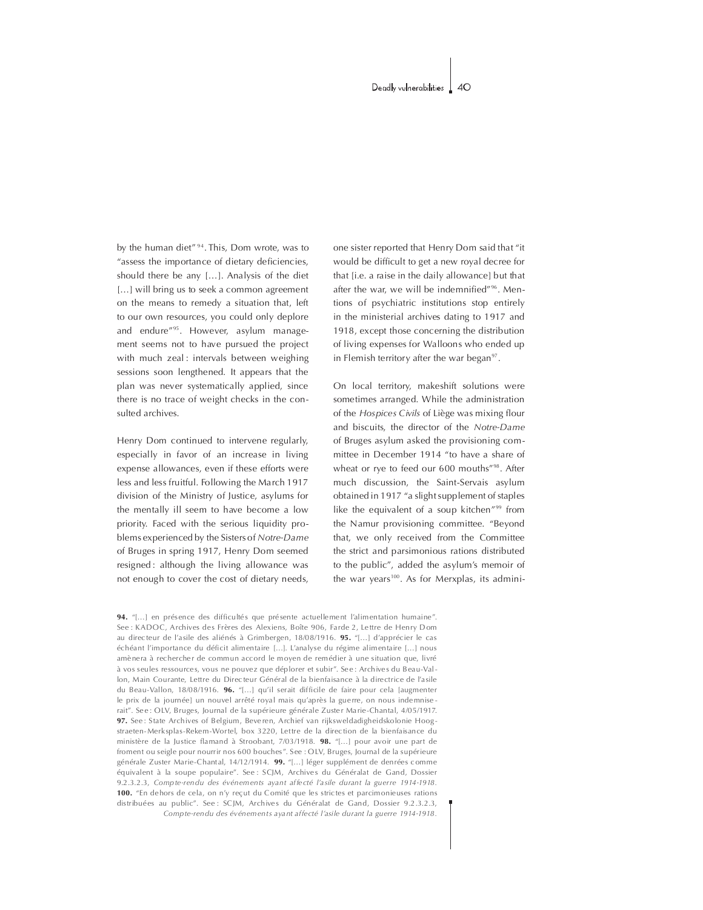by the human diet" [94]. This, Dom wrote, was to "assess the importance of dietary deficiencies, should there be any […]. Analysis of the diet […] will bring us to seek a common agreement on the means to remedy a situation that, left to our own resources, you could only deplore and endure" [95]. However, asylum management seems not to have pursued the project with much zeal : intervals between weighing sessions soon lengthened. It appears that the plan was never systematically applied, since there is no trace of weight checks in the consulted archives.

Henry Dom continued to intervene regularly, especially in favor of an increase in living expense allowances, even if these efforts were less and less fruitful. Following the March 1917 division of the Ministry of Justice, asylums for the mentally ill seem to have become a low priority. Faced with the serious liquidity problems experienced by the Sisters of *Notre-Dame* of Bruges in spring 1917, Henry Dom seemed resigned : although the living allowance was not enough to cover the cost of dietary needs, one sister reported that Henry Dom said that "it would be difficult to get a new royal decree for that [i.e. a raise in the daily allowance] but that after the war, we will be indemnified"[96]. Mentions of psychiatric institutions stop entirely in the ministerial archives dating to 1917 and 1918, except those concerning the distribution of living expenses for Walloons who ended up in Flemish territory after the war began[97].

On local territory, makeshift solutions were sometimes arranged. While the administration of the *Hospices Civils* of Liège was mixing flour and biscuits, the director of the *Notre-Dame* of Bruges asylum asked the provisioning committee in December 1914 "to have a share of wheat or rye to feed our 600 mouths"[98]. After much discussion, the Saint-Servais asylum obtained in 1917 "a slight supplement of staples like the equivalent of a soup kitchen"[99] from the Namur provisioning committee. "Beyond that, we only received from the Committee the strict and parsimonious rations distributed to the public", added the asylum's memoir of the war years[100]. As for Merxplas, its admini-

**94.** "[…] en présence des difficultés que présente actuellement l'alimentation humaine". See : KADOC, Archives des Frères des Alexiens, Boîte 906, Farde 2, Lettre de Henry Dom au directeur de l'asile des aliénés à Grimbergen, 18/08/1916. **95.** "[…] d'apprécier le cas échéant l'importance du déficit alimentaire […]. L'analyse du régime alimentaire […] nous amènera à rechercher de commun accord le moyen de remédier à une situation que, livré à vos seules ressources, vous ne pouvez que déplorer et subir". See : Archives du Beau-Vallon, Main Courante, Lettre du Directeur Général de la bienfaisance à la directrice de l'asile du Beau-Vallon, 18/08/1916. **96.** "[…] qu'il serait difficile de faire pour cela [augmenter le prix de la journée] un nouvel arrêté royal mais qu'après la guerre, on nous indemnisera it". See : OLV, Bruges, Journal de la supérieure générale Zuster Marie-Chantal, 4/05/1917. **97.** See : State Archives of Belgium, Beveren, Archief van rijksweldadigheidskolonie Hoogstraeten-Merksplas-Rekem-Wortel, box 3220, Lettre de la direction de la bienfaisance du ministère de la Justice flamand à Stroobant, 7/03/1918. **98.** "[…] pour avoir une part de froment ou seigle pour nourrir nos 600 bouches". See : OLV, Bruges, Journal de la supérieure générale Zuster Marie-Chantal, 14/12/1914. **99.** "[…] léger supplément de denrées comme équivalent à la soupe populaire". See : SCJM, Archives du Généralat de Gand, Dossier 9.2.3.2.3, *Compte-rendu des événements ayant affecté l'asile durant la guerre 1914-1918.* **100.** "En dehors de cela, on n'y reçut du Comité que les strictes et parcimonieuses rations distribuées au public". See : SCJM, Archives du Généralat de Gand, Dossier 9.2.3.2.3, *Compte-rendu des événements ayant affecté l'asile durant la guerre 1914-1918.*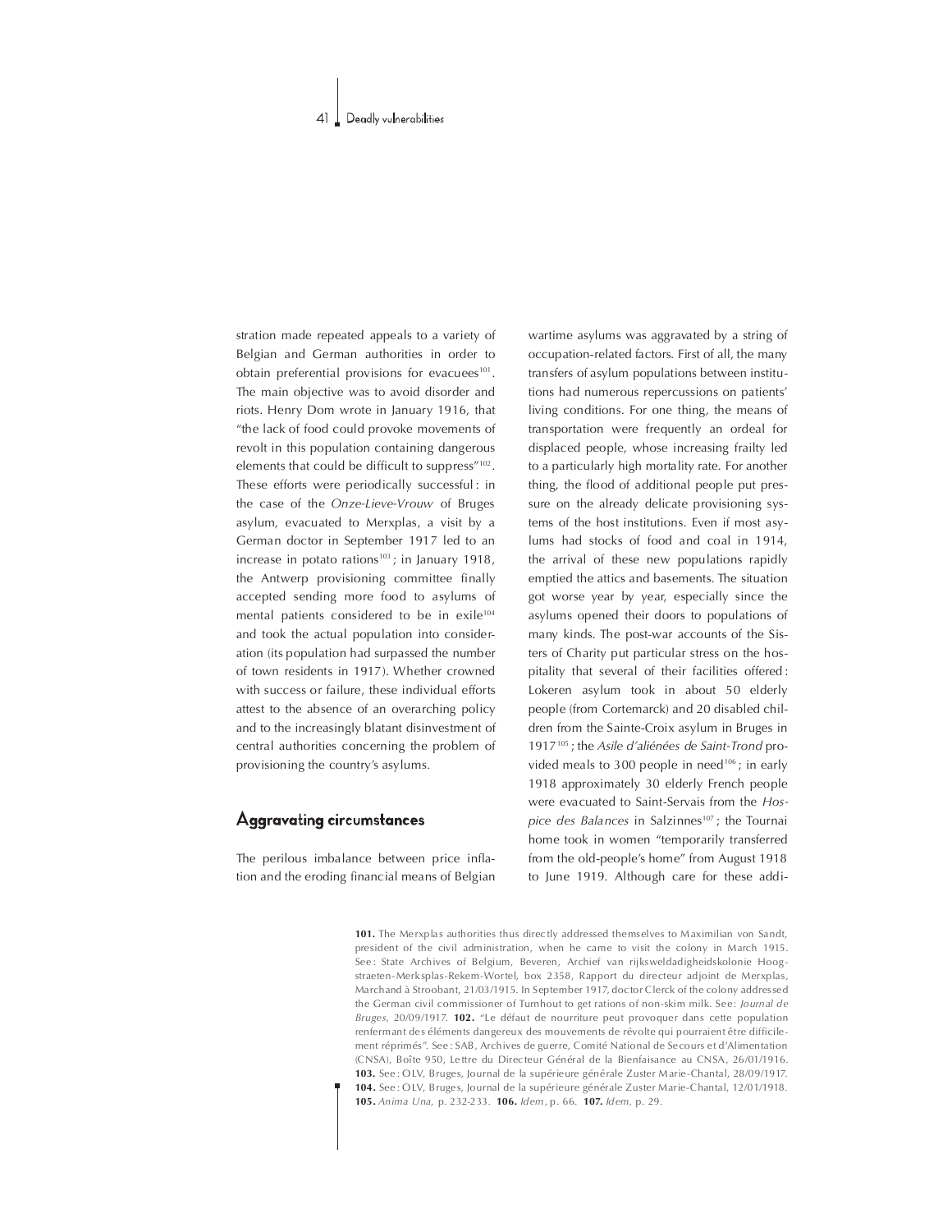stration made repeated appeals to a variety of Belgian and German authorities in order to obtain preferential provisions for evacuees[101]. The main objective was to avoid disorder and riots. Henry Dom wrote in January 1916, that "the lack of food could provoke movements of revolt in this population containing dangerous elements that could be difficult to suppress"[102]. These efforts were periodically successful : in the case of the *Onze-Lieve-Vrouw* of Bruges asylum, evacuated to Merxplas, a visit by a German doctor in September 1917 led to an increase in potato rations[103] ; in January 1918, the Antwerp provisioning committee finally accepted sending more food to asylums of mental patients considered to be in exile[104] and took the actual population into consideration (its population had surpassed the number of town residents in 1917). Whether crowned with success or failure, these individual efforts attest to the absence of an overarching policy and to the increasingly blatant disinvestment of central authorities concerning the problem of provisioning the country's asylums.

## Aggravating circumstances

The perilous imbalance between price inflation and the eroding financial means of Belgian wartime asylums was aggravated by a string of occupation-related factors. First of all, the many transfers of asylum populations between institutions had numerous repercussions on patients' living conditions. For one thing, the means of transportation were frequently an ordeal for displaced people, whose increasing frailty led to a particularly high mortality rate. For another thing, the flood of additional people put pressure on the already delicate provisioning systems of the host institutions. Even if most asylums had stocks of food and coal in 1914, the arrival of these new populations rapidly emptied the attics and basements. The situation got worse year by year, especially since the asylums opened their doors to populations of many kinds. The post-war accounts of the Sisters of Charity put particular stress on the hospitality that several of their facilities offered : Lokeren asylum took in about 50 elderly people (from Cortemarck) and 20 disabled children from the Sainte-Croix asylum in Bruges in 1917[105] ; the *Asile d'aliénées de Saint-Trond* provided meals to 300 people in need[106] ; in early 1918 approximately 30 elderly French people were evacuated to Saint-Servais from the *Hospice des Balances* in Salzinnes[107] ; the Tournai home took in women "temporarily transferred from the old-people's home" from August 1918 to June 1919. Although care for these addi-

**101.** The Merxplas authorities thus directly addressed themselves to Maximilian von Sandt, president of the civil administration, when he came to visit the colony in March 1915. See : State Archives of Belgium, Beveren, Archief van rijksweldadigheidskolonie Hoogstraeten-Merksplas-Rekem-Wortel, box 2358, Rapport du directeur adjoint de Merxplas, Marchand à Stroobant, 21/03/1915. In September 1917, doctor Clerck of the colony addressed the German civil commissioner of Turnhout to get rations of non-skim milk. See : *Journal de Bruges*, 20/09/1917. **102.** "Le défaut de nourriture peut provoquer dans cette population renfermant des éléments dangereux des mouvements de révolte qui pourraient être difficilement réprimés". See : SAB, Archives de guerre, Comité National de Secours et d'Alimentation (CNSA), Boîte 950, Lettre du Directeur Général de la Bienfaisance au CNSA, 26/01/1916. **103.** See : OLV, Bruges, Journal de la supérieure générale Zuster Marie-Chantal, 28/09/1917. **104.** See : OLV, Bruges, Journal de la supérieure générale Zuster Marie-Chantal, 12/01/1918. **105.** *Anima Una*, p. 232-233. **106.** *Idem*, p. 66. **107.** *Idem*, p. 29.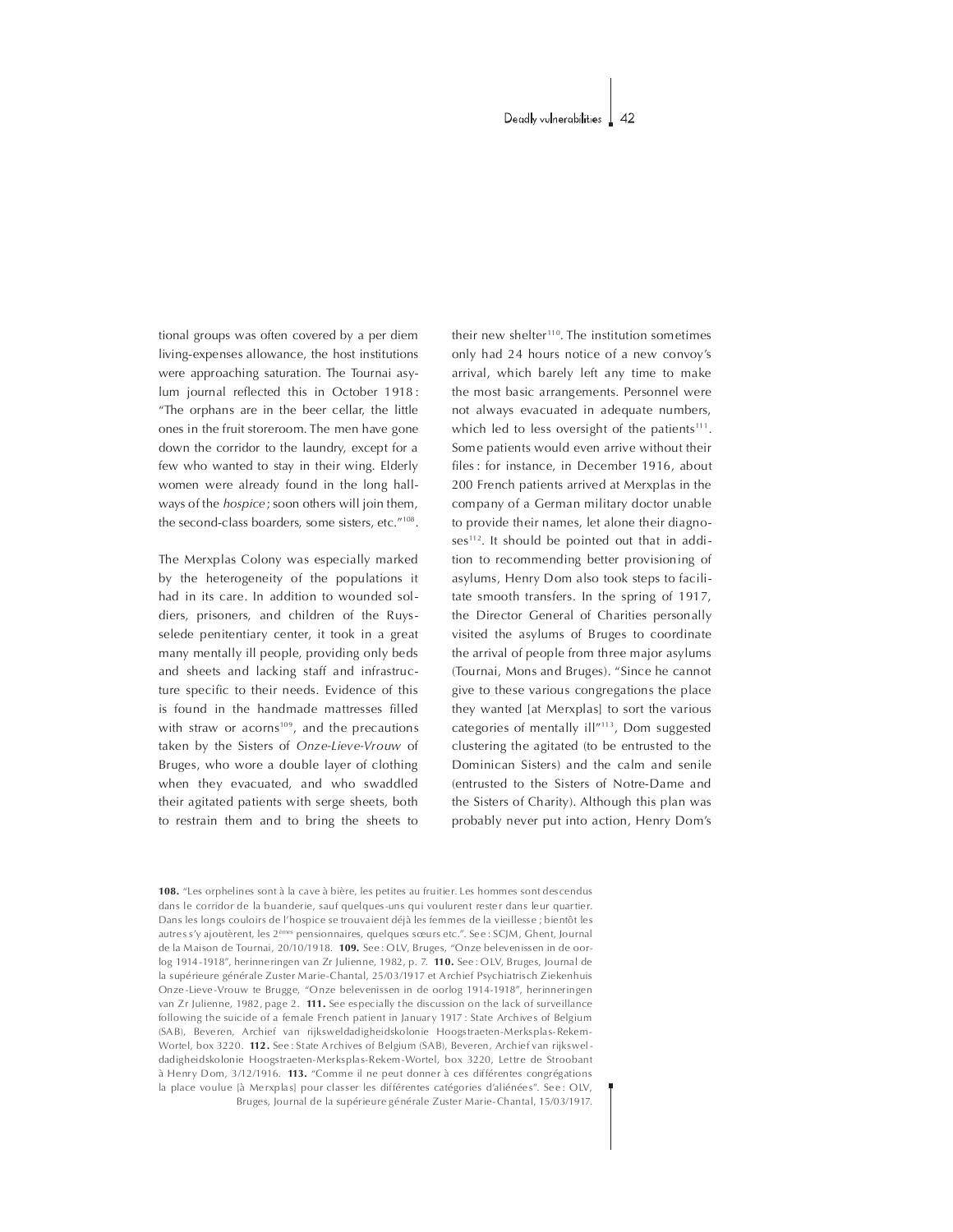tional groups was often covered by a per diem living-expenses allowance, the host institutions were approaching saturation. The Tournai asylum journal reflected this in October 1918 : "The orphans are in the beer cellar, the little ones in the fruit storeroom. The men have gone down the corridor to the laundry, except for a few who wanted to stay in their wing. Elderly women were already found in the long hallways of the *hospice* ; soon others will join them, the second-class boarders, some sisters, etc."[108].

The Merxplas Colony was especially marked by the heterogeneity of the populations it had in its care. In addition to wounded soldiers, prisoners, and children of the Ruysselede penitentiary center, it took in a great many mentally ill people, providing only beds and sheets and lacking staff and infrastructure specific to their needs. Evidence of this is found in the handmade mattresses filled with straw or acorns[109], and the precautions taken by the Sisters of *Onze-Lieve-Vrouw* of Bruges, who wore a double layer of clothing when they evacuated, and who swaddled their agitated patients with serge sheets, both to restrain them and to bring the sheets to their new shelter[110]. The institution sometimes only had 24 hours notice of a new convoy's arrival, which barely left any time to make the most basic arrangements. Personnel were not always evacuated in adequate numbers, which led to less oversight of the patients[111]. Some patients would even arrive without their files : for instance, in December 1916, about 200 French patients arrived at Merxplas in the company of a German military doctor unable to provide their names, let alone their diagnoses[112]. It should be pointed out that in addition to recommending better provisioning of asylums, Henry Dom also took steps to facilitate smooth transfers. In the spring of 1917, the Director General of Charities personally visited the asylums of Bruges to coordinate the arrival of people from three major asylums (Tournai, Mons and Bruges). "Since he cannot give to these various congregations the place they wanted [at Merxplas] to sort the various categories of mentally ill"[113], Dom suggested clustering the agitated (to be entrusted to the Dominican Sisters) and the calm and senile (entrusted to the Sisters of Notre-Dame and the Sisters of Charity). Although this plan was probably never put into action, Henry Dom's

**108.** "Les orphelines sont à la cave à bière, les petites au fruitier. Les hommes sont descendus dans le corridor de la buanderie, sauf quelques-uns qui voulurent rester dans leur quartier. Dans les longs couloirs de l'hospice se trouvaient déjà les femmes de la vieillesse ; bientôt les autres s'y ajoutèrent, les 2èmes pensionnaires, quelques sœurs etc.". See : SCJM, Ghent, Journal de la Maison de Tournai, 20/10/1918. **109.** See : OLV, Bruges, "Onze belevenissen in de oorlog 1914-1918", herinneringen van Zr Julienne, 1982, p. 7. **110.** See : OLV, Bruges, Journal de la supérieure générale Zuster Marie-Chantal, 25/03/1917 et Archief Psychiatrisch Ziekenhuis Onze-Lieve-Vrouw te Brugge, "Onze belevenissen in de oorlog 1914-1918", herinneringen van Zr Julienne, 1982, page 2. **111.** See especially the discussion on the lack of surveillance following the suicide of a female French patient in January 1917 : State Archives of Belgium (SAB), Beveren, Archief van rijksweldadigheidskolonie Hoogstraeten-Merksplas-Rekem-Wortel, box 3220. **112.** See : State Archives of Belgium (SAB), Beveren, Archief van rijksweldadigheidskolonie Hoogstraeten-Merksplas-Rekem-Wortel, box 3220, Lettre de Stroobant à Henry Dom, 3/12/1916. **113.** "Comme il ne peut donner à ces différentes congrégations la place voulue [à Merxplas] pour classer les différentes catégories d'aliénées". See : OLV, Bruges, Journal de la supérieure générale Zuster Marie-Chantal, 15/03/1917.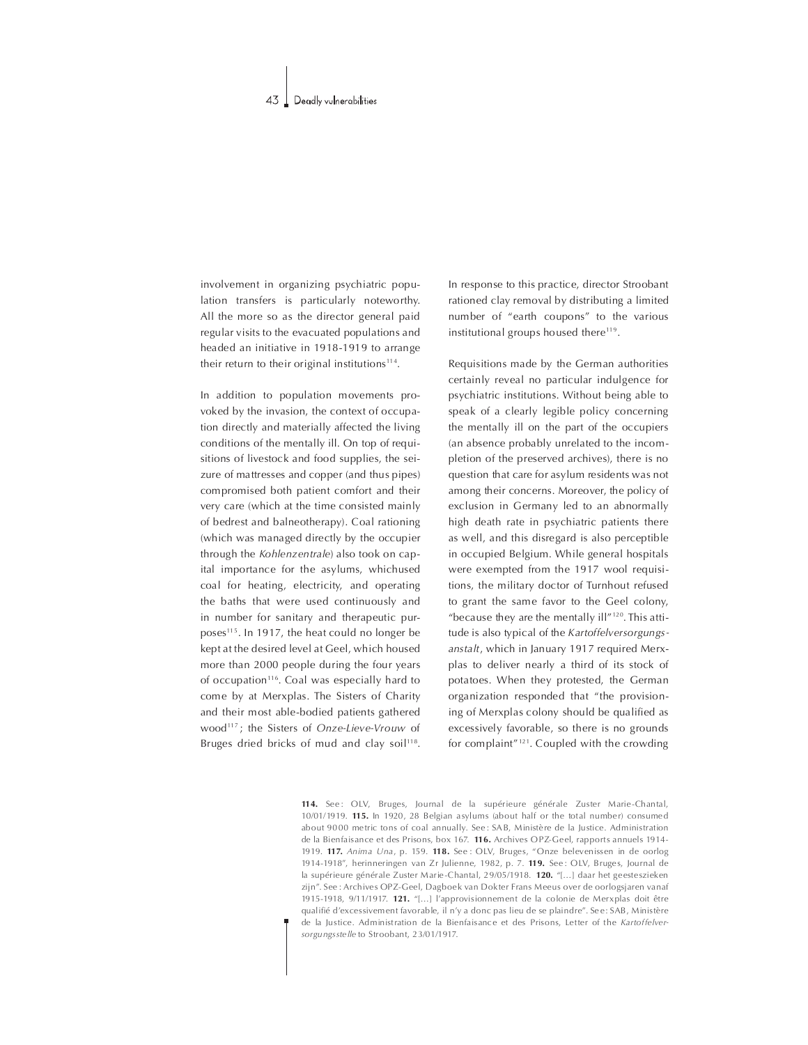involvement in organizing psychiatric population transfers is particularly noteworthy. All the more so as the director general paid regular visits to the evacuated populations and headed an initiative in 1918-1919 to arrange their return to their original institutions[114].

In addition to population movements provoked by the invasion, the context of occupation directly and materially affected the living conditions of the mentally ill. On top of requisitions of livestock and food supplies, the seizure of mattresses and copper (and thus pipes) compromised both patient comfort and their very care (which at the time consisted mainly of bedrest and balneotherapy). Coal rationing (which was managed directly by the occupier through the *Kohlenzentrale*) also took on capital importance for the asylums, whichused coal for heating, electricity, and operating the baths that were used continuously and in number for sanitary and therapeutic purposes[115]. In 1917, the heat could no longer be kept at the desired level at Geel, which housed more than 2000 people during the four years of occupation[116]. Coal was especially hard to come by at Merxplas. The Sisters of Charity and their most able-bodied patients gathered wood[117]; the Sisters of *Onze-Lieve-Vrouw* of Bruges dried bricks of mud and clay soil[118]. In response to this practice, director Stroobant rationed clay removal by distributing a limited number of "earth coupons" to the various institutional groups housed there[119].

Requisitions made by the German authorities certainly reveal no particular indulgence for psychiatric institutions. Without being able to speak of a clearly legible policy concerning the mentally ill on the part of the occupiers (an absence probably unrelated to the incompletion of the preserved archives), there is no question that care for asylum residents was not among their concerns. Moreover, the policy of exclusion in Germany led to an abnormally high death rate in psychiatric patients there as well, and this disregard is also perceptible in occupied Belgium. While general hospitals were exempted from the 1917 wool requisitions, the military doctor of Turnhout refused to grant the same favor to the Geel colony, "because they are the mentally ill"[120]. This attitude is also typical of the *Kartoffelversorgungsanstalt*, which in January 1917 required Merxplas to deliver nearly a third of its stock of potatoes. When they protested, the German organization responded that "the provisioning of Merxplas colony should be qualified as excessively favorable, so there is no grounds for complaint"[121]. Coupled with the crowding

**114.** See: OLV, Bruges, Journal de la supérieure générale Zuster Marie-Chantal, 10/01/1919. **115.** In 1920, 28 Belgian asylums (about half or the total number) consumed about 9000 metric tons of coal annually. See: SAB, Ministère de la Justice. Administration de la Bienfaisance et des Prisons, box 167. **116.** Archives OPZ-Geel, rapports annuels 1914-1919. **117.** *Anima Una*, p. 159. **118.** See: OLV, Bruges, "Onze belevenissen in de oorlog 1914-1918", herinneringen van Zr Julienne, 1982, p. 7. **119.** See: OLV, Bruges, Journal de la supérieure générale Zuster Marie-Chantal, 29/05/1918. **120.** "[...] daar het geesteszieken zijn". See: Archives OPZ-Geel, Dagboek van Dokter Frans Meeus over de oorlogsjaren vanaf 1915-1918, 9/11/1917. **121.** "[...] l'approvisionnement de la colonie de Merxplas doit être qualifié d'excessivement favorable, il n'y a donc pas lieu de se plaindre". See: SAB, Ministère de la Justice. Administration de la Bienfaisance et des Prisons, Letter of the *Kartoffelversorgungsstelle* to Stroobant, 23/01/1917.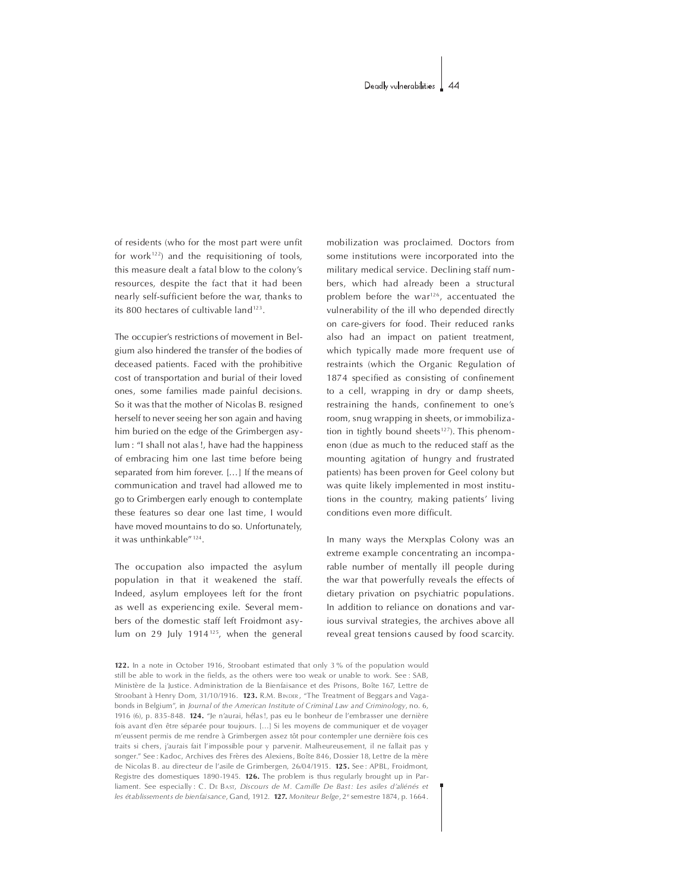of residents (who for the most part were unfit for work[122]) and the requisitioning of tools, this measure dealt a fatal blow to the colony's resources, despite the fact that it had been nearly self-sufficient before the war, thanks to its 800 hectares of cultivable land[123].

The occupier's restrictions of movement in Belgium also hindered the transfer of the bodies of deceased patients. Faced with the prohibitive cost of transportation and burial of their loved ones, some families made painful decisions. So it was that the mother of Nicolas B. resigned herself to never seeing her son again and having him buried on the edge of the Grimbergen asylum : "I shall not alas !, have had the happiness of embracing him one last time before being separated from him forever. [...] If the means of communication and travel had allowed me to go to Grimbergen early enough to contemplate these features so dear one last time, I would have moved mountains to do so. Unfortunately, it was unthinkable"[124].

The occupation also impacted the asylum population in that it weakened the staff. Indeed, asylum employees left for the front as well as experiencing exile. Several members of the domestic staff left Froidmont asylum on 29 July 1914[125], when the general mobilization was proclaimed. Doctors from some institutions were incorporated into the military medical service. Declining staff numbers, which had already been a structural problem before the war[126], accentuated the vulnerability of the ill who depended directly on care-givers for food. Their reduced ranks also had an impact on patient treatment, which typically made more frequent use of restraints (which the Organic Regulation of 1874 specified as consisting of confinement to a cell, wrapping in dry or damp sheets, restraining the hands, confinement to one's room, snug wrapping in sheets, or immobilization in tightly bound sheets[127]). This phenomenon (due as much to the reduced staff as the mounting agitation of hungry and frustrated patients) has been proven for Geel colony but was quite likely implemented in most institutions in the country, making patients' living conditions even more difficult.

In many ways the Merxplas Colony was an extreme example concentrating an incomparable number of mentally ill people during the war that powerfully reveals the effects of dietary privation on psychiatric populations. In addition to reliance on donations and various survival strategies, the archives above all reveal great tensions caused by food scarcity.

**122.** In a note in October 1916, Stroobant estimated that only 3 % of the population would still be able to work in the fields, as the others were too weak or unable to work. See : SAB, Ministère de la Justice. Administration de la Bienfaisance et des Prisons, Boîte 167, Lettre de Stroobant à Henry Dom, 31/10/1916. **123.** R.M. Binder, "The Treatment of Beggars and Vagabonds in Belgium", in *Journal of the American Institute of Criminal Law and Criminology*, no. 6, 1916 (6), p. 835-848. **124.** "Je n'aurai, hélas !, pas eu le bonheur de l'embrasser une dernière fois avant d'en être séparée pour toujours. [...] Si les moyens de communiquer et de voyager m'eussent permis de me rendre à Grimbergen assez tôt pour contempler une dernière fois ces traits si chers, j'aurais fait l'impossible pour y parvenir. Malheureusement, il ne fallait pas y songer." See : Kadoc, Archives des Frères des Alexiens, Boîte 846, Dossier 18, Lettre de la mère de Nicolas B. au directeur de l'asile de Grimbergen, 26/04/1915. **125.** See : APBL, Froidmont, Registre des domestiques 1890-1945. **126.** The problem is thus regularly brought up in Parliament. See especially : C. De Bast, *Discours de M. Camille De Bast: Les asiles d'aliénés et les établissements de bienfaisance*, Gand, 1912. **127.** *Moniteur Belge*, 2e semestre 1874, p. 1664.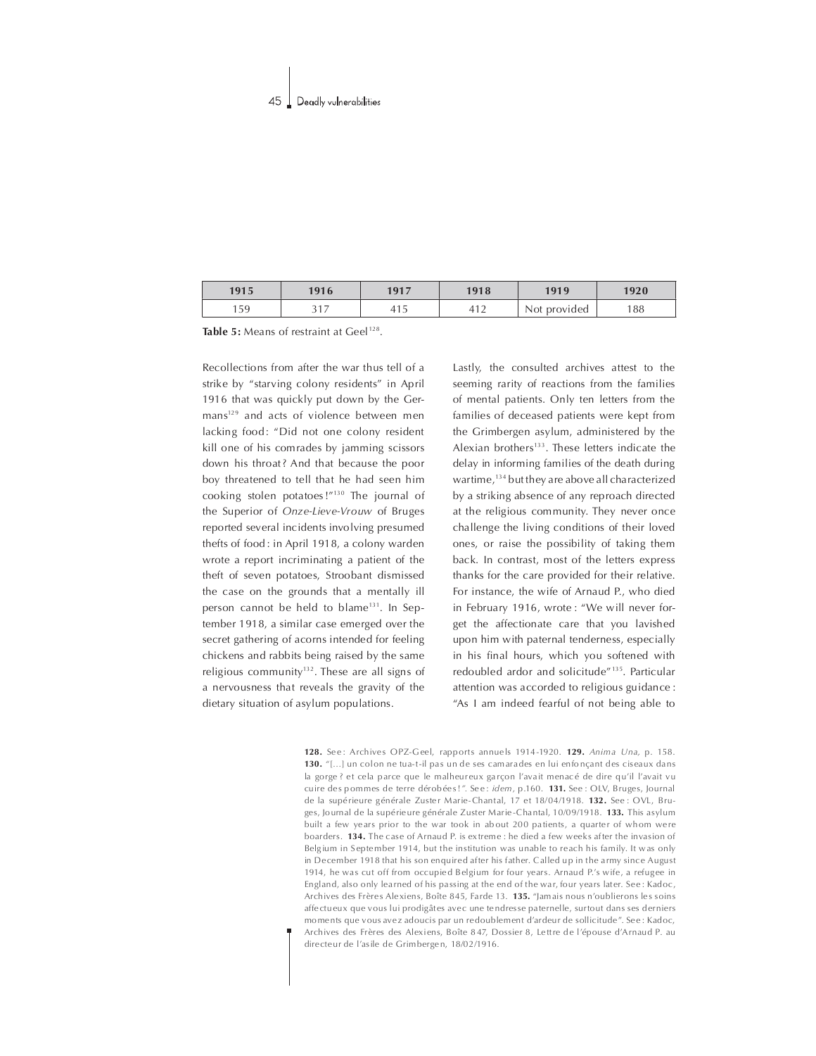| 1915 | 1916 | 1917 | 1918 | 1919 | 1920 |
|---|---|---|---|---|---|
| 159 | 317 | 415 | 412 | Not provided | 188 |

**Table 5:** Means of restraint at Geel[128].

Recollections from after the war thus tell of a strike by "starving colony residents" in April 1916 that was quickly put down by the Germans[129] and acts of violence between men lacking food: "Did not one colony resident kill one of his comrades by jamming scissors down his throat? And that because the poor boy threatened to tell that he had seen him cooking stolen potatoes!"[130] The journal of the Superior of *Onze-Lieve-Vrouw* of Bruges reported several incidents involving presumed thefts of food: in April 1918, a colony warden wrote a report incriminating a patient of the theft of seven potatoes, Stroobant dismissed the case on the grounds that a mentally ill person cannot be held to blame[131]. In September 1918, a similar case emerged over the secret gathering of acorns intended for feeling chickens and rabbits being raised by the same religious community[132]. These are all signs of a nervousness that reveals the gravity of the dietary situation of asylum populations.

Lastly, the consulted archives attest to the seeming rarity of reactions from the families of mental patients. Only ten letters from the families of deceased patients were kept from the Grimbergen asylum, administered by the Alexian brothers[133]. These letters indicate the delay in informing families of the death during wartime,[134] but they are above all characterized by a striking absence of any reproach directed at the religious community. They never once challenge the living conditions of their loved ones, or raise the possibility of taking them back. In contrast, most of the letters express thanks for the care provided for their relative. For instance, the wife of Arnaud P., who died in February 1916, wrote: "We will never forget the affectionate care that you lavished upon him with paternal tenderness, especially in his final hours, which you softened with redoubled ardor and solicitude"[135]. Particular attention was accorded to religious guidance: "As I am indeed fearful of not being able to

**128.** See: Archives OPZ-Geel, rapports annuels 1914-1920. **129.** *Anima Una*, p. 158. **130.** "[...] un colon ne tua-t-il pas un de ses camarades en lui enfonçant des ciseaux dans la gorge? et cela parce que le malheureux garçon l'avait menacé de dire qu'il l'avait vu cuire des pommes de terre dérobées!". See: *idem*, p.160. **131.** See: OLV, Bruges, Journal de la supérieure générale Zuster Marie-Chantal, 17 et 18/04/1918. **132.** See: OVL, Bruges, Journal de la supérieure générale Zuster Marie-Chantal, 10/09/1918. **133.** This asylum built a few years prior to the war took in about 200 patients, a quarter of whom were boarders. **134.** The case of Arnaud P. is extreme: he died a few weeks after the invasion of Belgium in September 1914, but the institution was unable to reach his family. It was only in December 1918 that his son enquired after his father. Called up in the army since August 1914, he was cut off from occupied Belgium for four years. Arnaud P.'s wife, a refugee in England, also only learned of his passing at the end of the war, four years later. See: Kadoc, Archives des Frères Alexiens, Boîte 845, Farde 13. **135.** "Jamais nous n'oublierons les soins affectueux que vous lui prodigâtes avec une tendresse paternelle, surtout dans ses derniers moments que vous avez adoucis par un redoublement d'ardeur de sollicitude". See: Kadoc, Archives des Frères des Alexiens, Boîte 847, Dossier 8, Lettre de l'épouse d'Arnaud P. au directeur de l'asile de Grimbergen, 18/02/1916.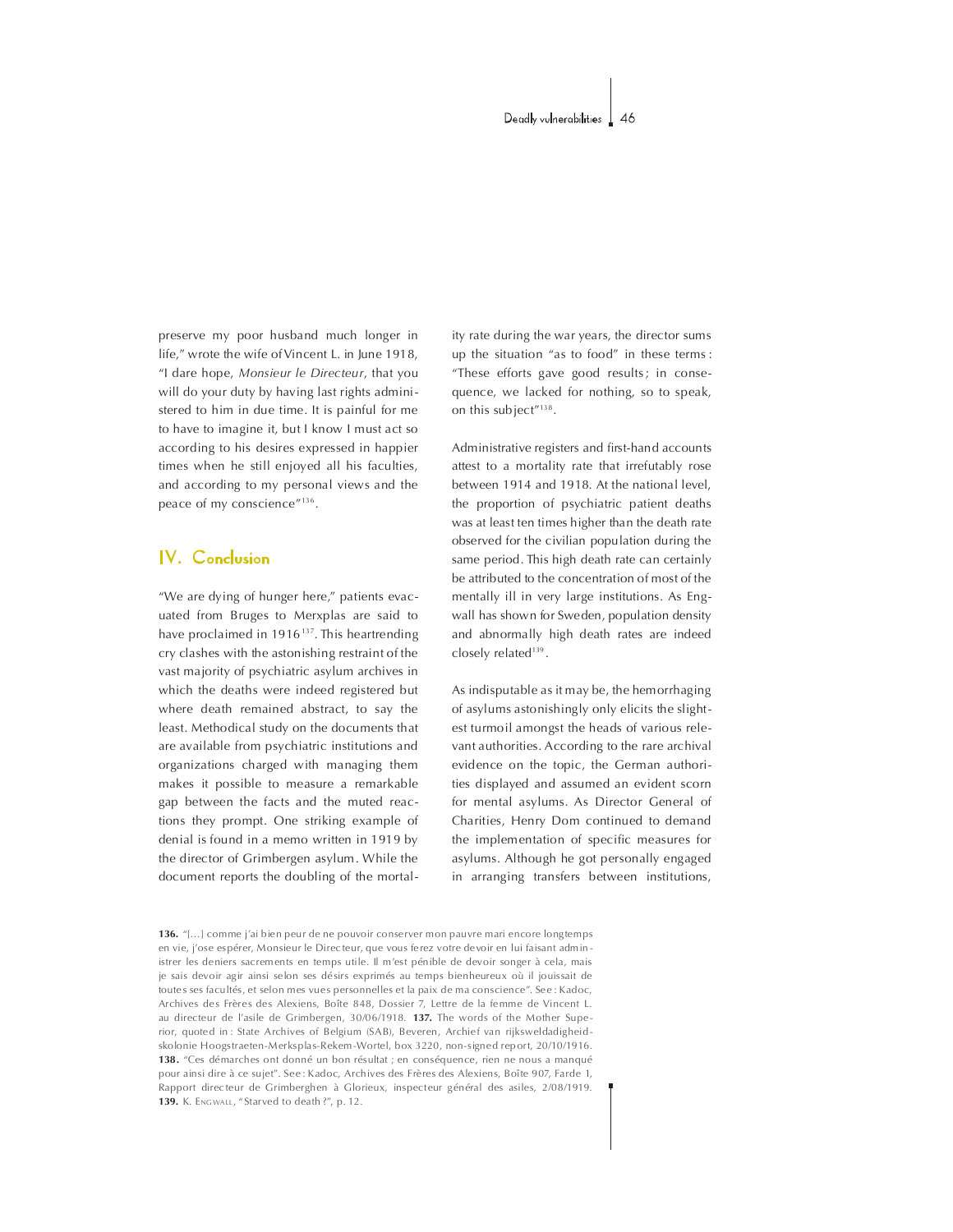preserve my poor husband much longer in life," wrote the wife of Vincent L. in June 1918, "I dare hope, *Monsieur le Directeur*, that you will do your duty by having last rights administered to him in due time. It is painful for me to have to imagine it, but I know I must act so according to his desires expressed in happier times when he still enjoyed all his faculties, and according to my personal views and the peace of my conscience"[136].

## IV. Conclusion

"We are dying of hunger here," patients evacuated from Bruges to Merxplas are said to have proclaimed in 1916[137]. This heartrending cry clashes with the astonishing restraint of the vast majority of psychiatric asylum archives in which the deaths were indeed registered but where death remained abstract, to say the least. Methodical study on the documents that are available from psychiatric institutions and organizations charged with managing them makes it possible to measure a remarkable gap between the facts and the muted reactions they prompt. One striking example of denial is found in a memo written in 1919 by the director of Grimbergen asylum. While the document reports the doubling of the mortality rate during the war years, the director sums up the situation "as to food" in these terms: "These efforts gave good results; in consequence, we lacked for nothing, so to speak, on this subject"[138].

Administrative registers and first-hand accounts attest to a mortality rate that irrefutably rose between 1914 and 1918. At the national level, the proportion of psychiatric patient deaths was at least ten times higher than the death rate observed for the civilian population during the same period. This high death rate can certainly be attributed to the concentration of most of the mentally ill in very large institutions. As Engwall has shown for Sweden, population density and abnormally high death rates are indeed closely related[139].

As indisputable as it may be, the hemorrhaging of asylums astonishingly only elicits the slightest turmoil amongst the heads of various relevant authorities. According to the rare archival evidence on the topic, the German authorities displayed and assumed an evident scorn for mental asylums. As Director General of Charities, Henry Dom continued to demand the implementation of specific measures for asylums. Although he got personally engaged in arranging transfers between institutions,

**136.** "[...] comme j'ai bien peur de ne pouvoir conserver mon pauvre mari encore longtemps en vie, j'ose espérer, Monsieur le Directeur, que vous ferez votre devoir en lui faisant administrer les deniers sacrements en temps utile. Il m'est pénible de devoir songer à cela, mais je sais devoir agir ainsi selon ses désirs exprimés au temps bienheureux où il jouissait de toutes ses facultés, et selon mes vues personnelles et la paix de ma conscience". See: Kadoc, Archives des Frères des Alexiens, Boîte 848, Dossier 7, Lettre de la femme de Vincent L. au directeur de l'asile de Grimbergen, 30/06/1918. **137.** The words of the Mother Superior, quoted in: State Archives of Belgium (SAB), Beveren, Archief van rijksweldadigheidskolonie Hoogstraeten-Merksplas-Rekem-Wortel, box 3220, non-signed report, 20/10/1916. **138.** "Ces démarches ont donné un bon résultat ; en conséquence, rien ne nous a manqué pour ainsi dire à ce sujet". See: Kadoc, Archives des Frères des Alexiens, Boîte 907, Farde 1, Rapport directeur de Grimberghen à Glorieux, inspecteur général des asiles, 2/08/1919. **139.** K. Engwall, "Starved to death?", p. 12.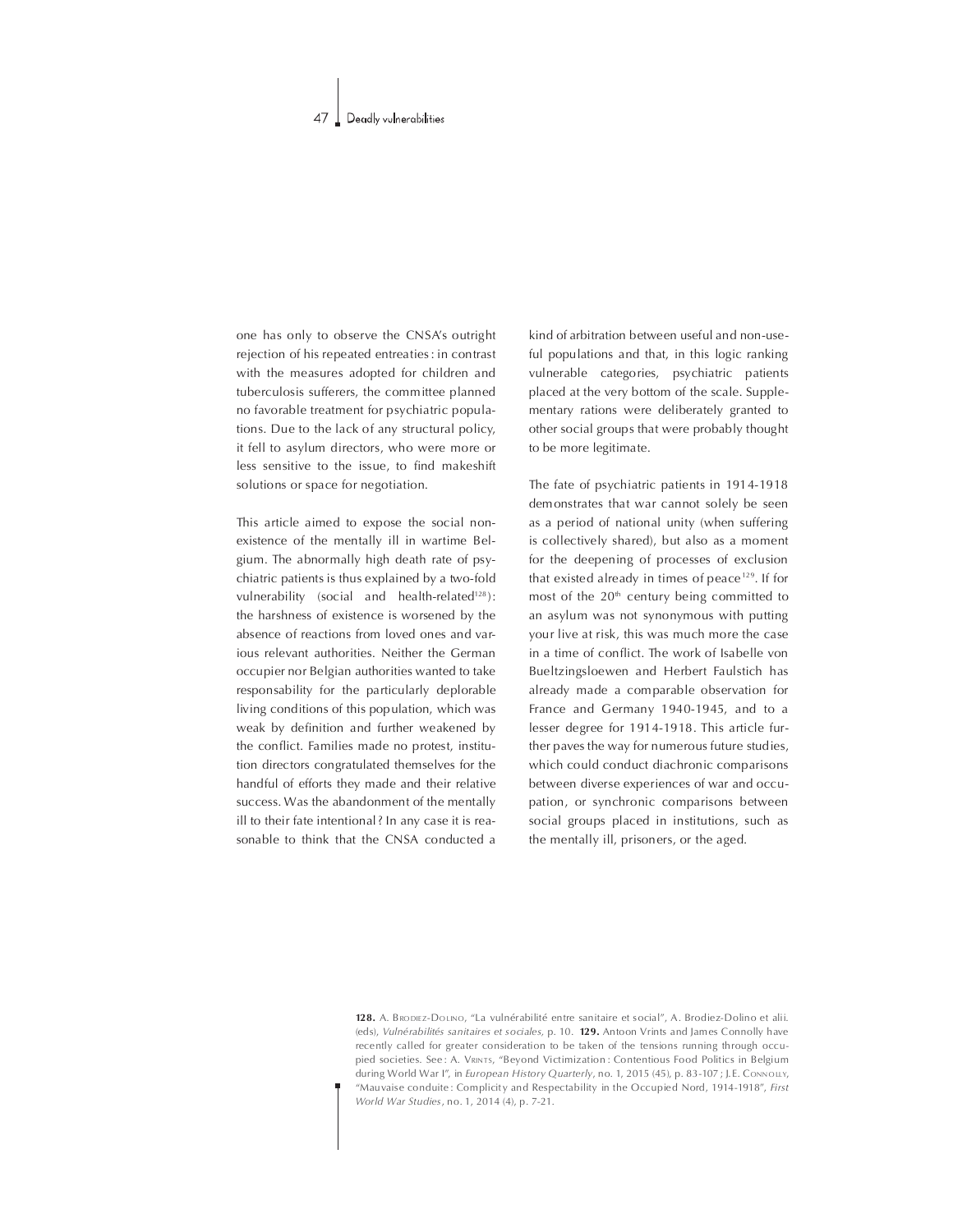one has only to observe the CNSA's outright rejection of his repeated entreaties : in contrast with the measures adopted for children and tuberculosis sufferers, the committee planned no favorable treatment for psychiatric populations. Due to the lack of any structural policy, it fell to asylum directors, who were more or less sensitive to the issue, to find makeshift solutions or space for negotiation.

This article aimed to expose the social non-existence of the mentally ill in wartime Belgium. The abnormally high death rate of psychiatric patients is thus explained by a two-fold vulnerability (social and health-related[128]): the harshness of existence is worsened by the absence of reactions from loved ones and various relevant authorities. Neither the German occupier nor Belgian authorities wanted to take responsability for the particularly deplorable living conditions of this population, which was weak by definition and further weakened by the conflict. Families made no protest, institution directors congratulated themselves for the handful of efforts they made and their relative success. Was the abandonment of the mentally ill to their fate intentional ? In any case it is reasonable to think that the CNSA conducted a kind of arbitration between useful and non-useful populations and that, in this logic ranking vulnerable categories, psychiatric patients placed at the very bottom of the scale. Supplementary rations were deliberately granted to other social groups that were probably thought to be more legitimate.

The fate of psychiatric patients in 1914-1918 demonstrates that war cannot solely be seen as a period of national unity (when suffering is collectively shared), but also as a moment for the deepening of processes of exclusion that existed already in times of peace[129]. If for most of the 20th century being committed to an asylum was not synonymous with putting your live at risk, this was much more the case in a time of conflict. The work of Isabelle von Bueltzingsloewen and Herbert Faulstich has already made a comparable observation for France and Germany 1940-1945, and to a lesser degree for 1914-1918. This article further paves the way for numerous future studies, which could conduct diachronic comparisons between diverse experiences of war and occupation, or synchronic comparisons between social groups placed in institutions, such as the mentally ill, prisoners, or the aged.

**128.** A. Brodiez-Dolino, "La vulnérabilité entre sanitaire et social", A. Brodiez-Dolino et alii. (eds), *Vulnérabilités sanitaires et sociales*, p. 10. **129.** Antoon Vrints and James Connolly have recently called for greater consideration to be taken of the tensions running through occupied societies. See : A. Vrints, "Beyond Victimization : Contentious Food Politics in Belgium during World War I", in *European History Quarterly*, no. 1, 2015 (45), p. 83-107 ; J.E. Connolly, "Mauvaise conduite : Complicity and Respectability in the Occupied Nord, 1914-1918", *First World War Studies*, no. 1, 2014 (4), p. 7-21.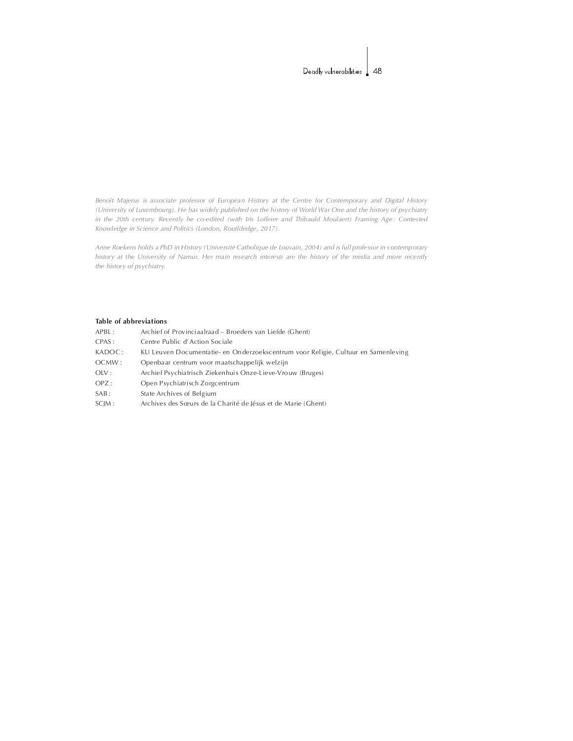*Benoît Majerus is associate professor of European History at the Centre for Contemporary and Digital History (University of Luxembourg). He has widely published on the history of World War One and the history of psychiatry in the 20th century. Recently he co-edited (with Iris Loffeier and Thibauld Moulaert) Framing Age : Contested Knowledge in Science and Politics (London, Routldedge, 2017).*

*Anne Roekens holds a PhD in History (Université Catholique de Louvain, 2004) and is full professor in contemporary history at the University of Namur. Her main research interests are the history of the media and more recently the history of psychiatry.*

**Table of abbreviations**

| | |
|---|---|
| APBL : | Archief of Provinciaalraad – Broeders van Liefde (Ghent) |
| CPAS : | Centre Public d'Action Sociale |
| KADOC : | KU Leuven Documentatie- en Onderzoekscentrum voor Religie, Cultuur en Samenleving |
| OCMW : | Openbaar centrum voor maatschappelijk welzijn |
| OLV : | Archief Psychiatrisch Ziekenhuis Onze-Lieve-Vrouw (Bruges) |
| OPZ : | Open Psychiatrisch Zorgcentrum |
| SAB : | State Archives of Belgium |
| SCJM : | Archives des Sœurs de la Charité de Jésus et de Marie (Ghent) |